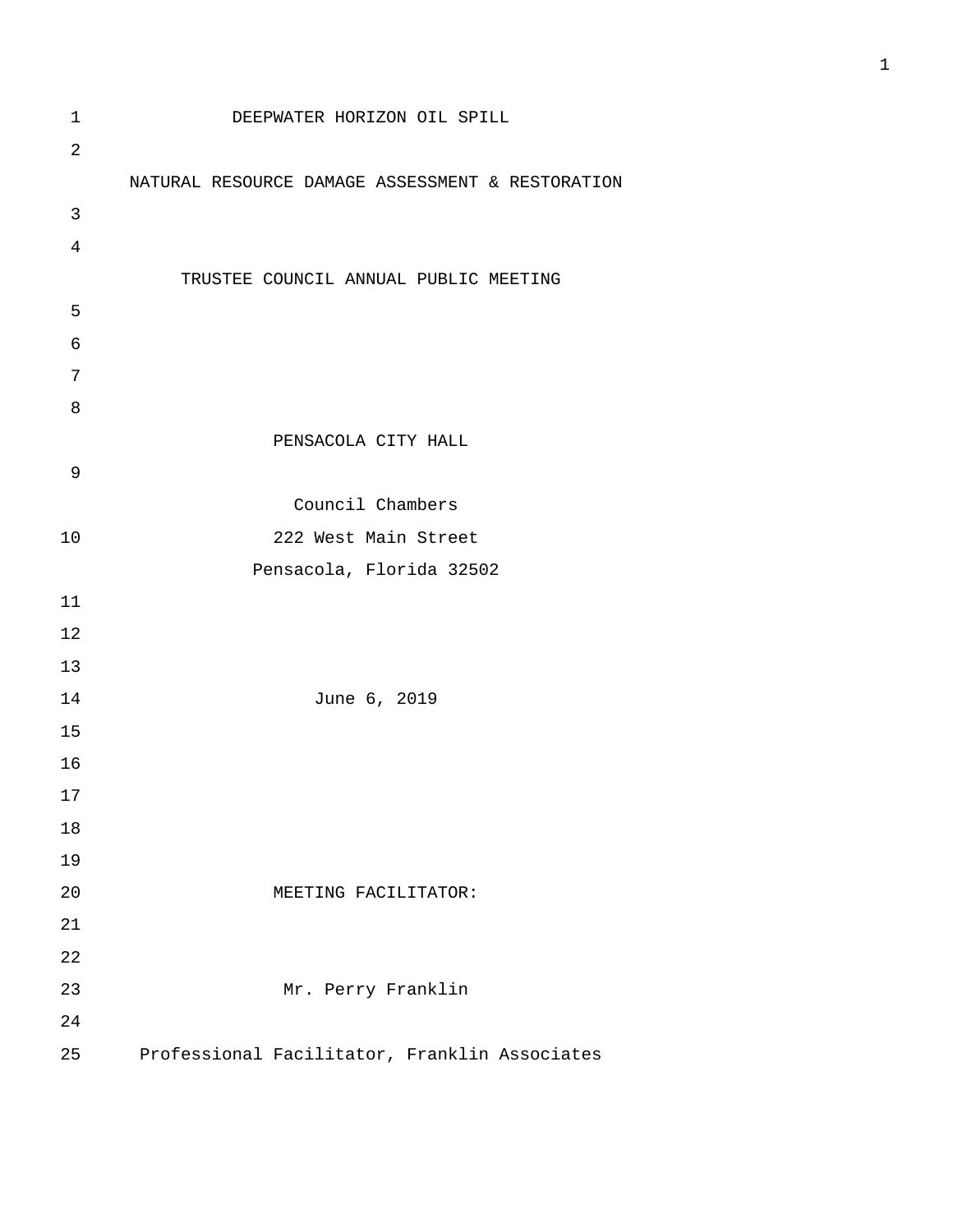DEEPWATER HORIZON OIL SPILL

NATURAL RESOURCE DAMAGE ASSESSMENT & RESTORATION

TRUSTEE COUNCIL ANNUAL PUBLIC MEETING

PENSACOLA CITY HALL

Council Chambers

222 West Main Street

Pensacola, Florida 32502

June 6, 2019

MEETING FACILITATOR:

Mr. Perry Franklin

Professional Facilitator, Franklin Associates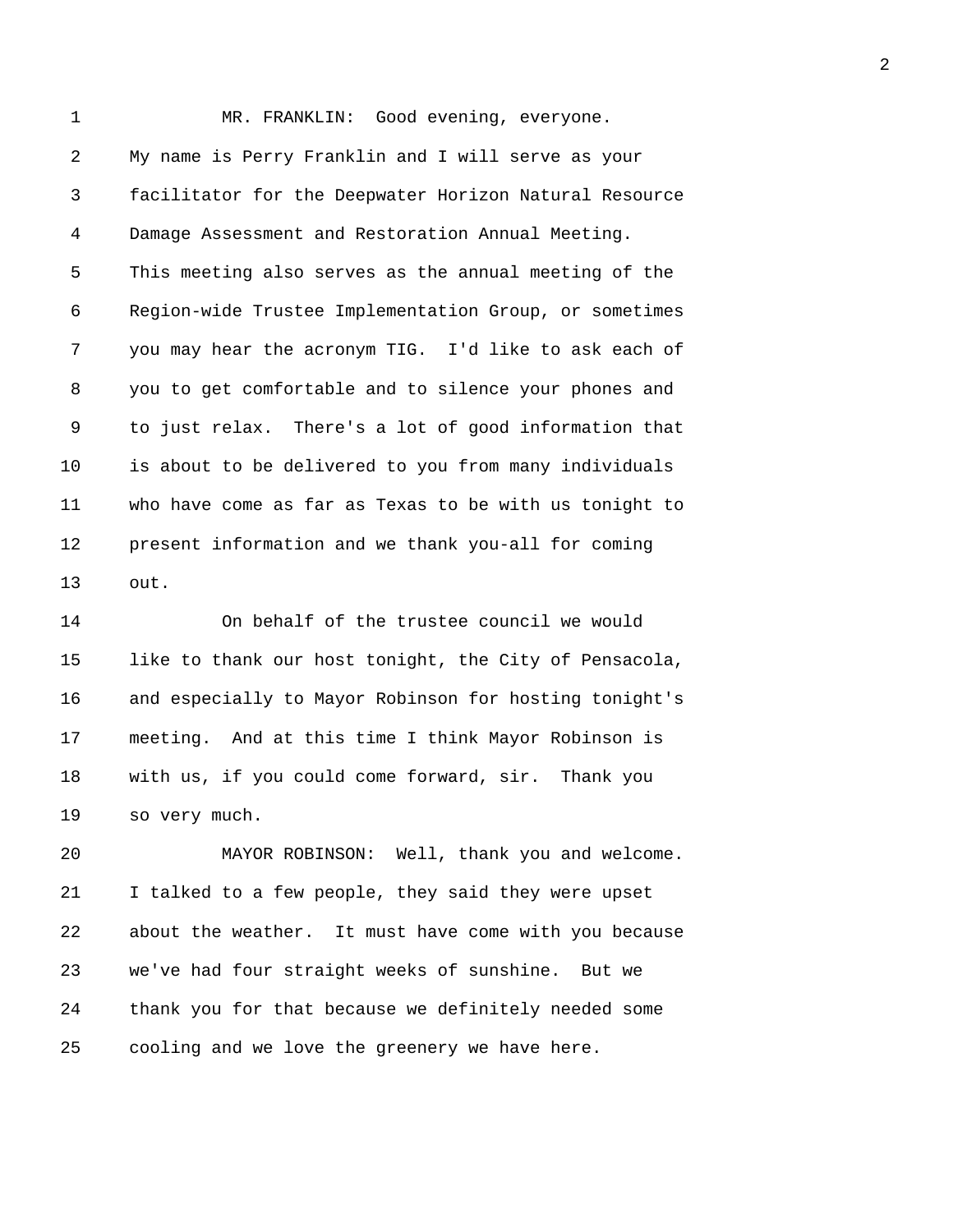MR. FRANKLIN: Good evening, everyone. My name is Perry Franklin and I will serve as your facilitator for the Deepwater Horizon Natural Resource Damage Assessment and Restoration Annual Meeting. This meeting also serves as the annual meeting of the Region-wide Trustee Implementation Group, or sometimes you may hear the acronym TIG. I'd like to ask each of you to get comfortable and to silence your phones and to just relax. There's a lot of good information that is about to be delivered to you from many individuals who have come as far as Texas to be with us tonight to present information and we thank you-all for coming out.

On behalf of the trustee council we would like to thank our host tonight, the City of Pensacola, and especially to Mayor Robinson for hosting tonight's meeting. And at this time I think Mayor Robinson is with us, if you could come forward, sir. Thank you so very much.

MAYOR ROBINSON: Well, thank you and welcome. I talked to a few people, they said they were upset about the weather. It must have come with you because we've had four straight weeks of sunshine. But we thank you for that because we definitely needed some cooling and we love the greenery we have here.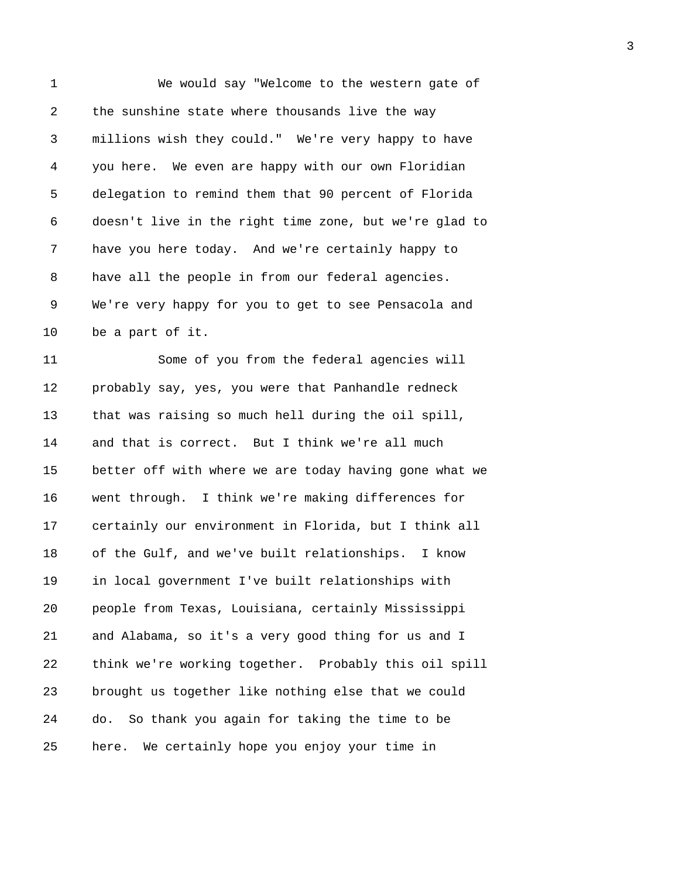We would say "Welcome to the western gate of the sunshine state where thousands live the way millions wish they could." We're very happy to have you here. We even are happy with our own Floridian delegation to remind them that 90 percent of Florida doesn't live in the right time zone, but we're glad to have you here today. And we're certainly happy to have all the people in from our federal agencies. We're very happy for you to get to see Pensacola and be a part of it.

Some of you from the federal agencies will probably say, yes, you were that Panhandle redneck that was raising so much hell during the oil spill, and that is correct. But I think we're all much better off with where we are today having gone what we went through. I think we're making differences for certainly our environment in Florida, but I think all of the Gulf, and we've built relationships. I know in local government I've built relationships with people from Texas, Louisiana, certainly Mississippi and Alabama, so it's a very good thing for us and I think we're working together. Probably this oil spill brought us together like nothing else that we could do. So thank you again for taking the time to be here. We certainly hope you enjoy your time in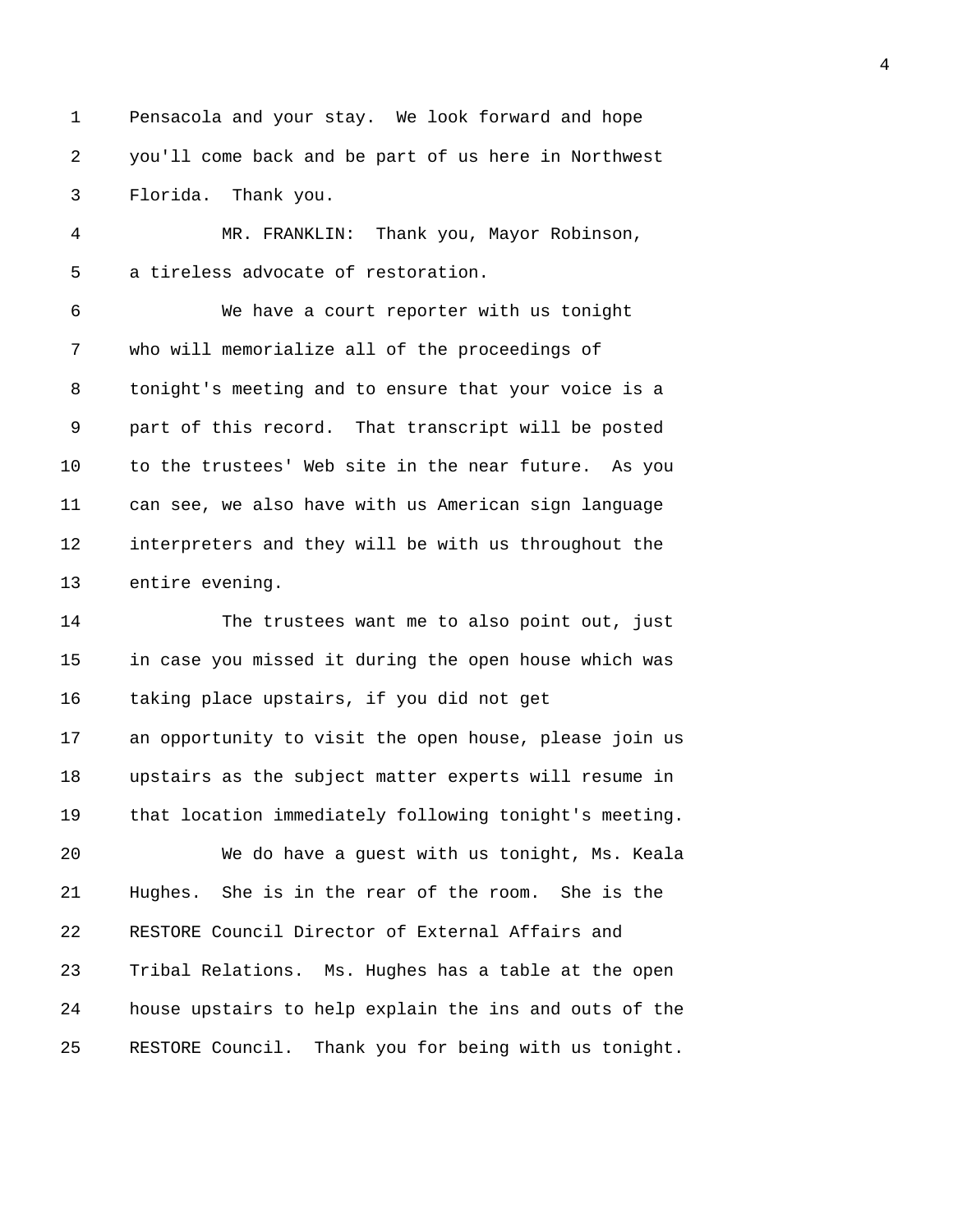Pensacola and your stay. We look forward and hope you'll come back and be part of us here in Northwest Florida. Thank you.

MR. FRANKLIN: Thank you, Mayor Robinson, a tireless advocate of restoration.

We have a court reporter with us tonight who will memorialize all of the proceedings of tonight's meeting and to ensure that your voice is a part of this record. That transcript will be posted to the trustees' Web site in the near future. As you can see, we also have with us American sign language interpreters and they will be with us throughout the entire evening.

The trustees want me to also point out, just in case you missed it during the open house which was taking place upstairs, if you did not get an opportunity to visit the open house, please join us upstairs as the subject matter experts will resume in that location immediately following tonight's meeting.

We do have a guest with us tonight, Ms. Keala Hughes. She is in the rear of the room. She is the RESTORE Council Director of External Affairs and Tribal Relations. Ms. Hughes has a table at the open house upstairs to help explain the ins and outs of the RESTORE Council. Thank you for being with us tonight.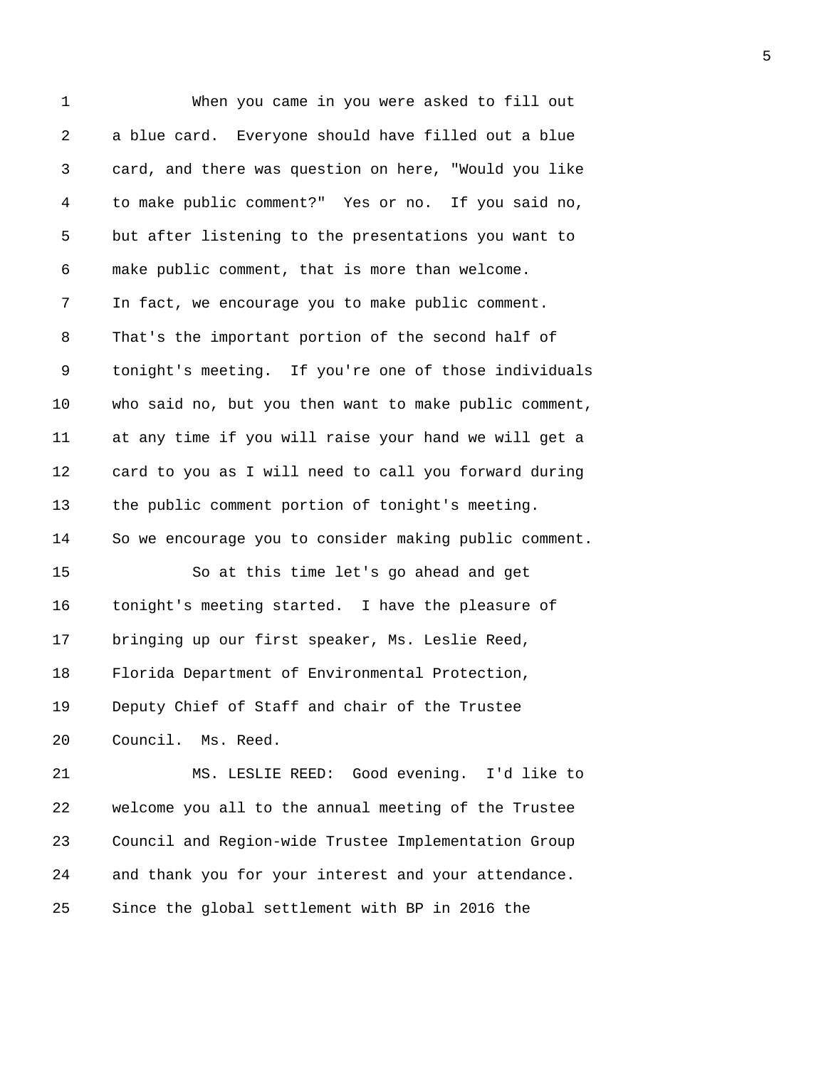When you came in you were asked to fill out a blue card. Everyone should have filled out a blue card, and there was question on here, "Would you like to make public comment?" Yes or no. If you said no, but after listening to the presentations you want to make public comment, that is more than welcome. In fact, we encourage you to make public comment. That's the important portion of the second half of tonight's meeting. If you're one of those individuals who said no, but you then want to make public comment, at any time if you will raise your hand we will get a card to you as I will need to call you forward during the public comment portion of tonight's meeting. So we encourage you to consider making public comment.

So at this time let's go ahead and get tonight's meeting started. I have the pleasure of bringing up our first speaker, Ms. Leslie Reed, Florida Department of Environmental Protection, Deputy Chief of Staff and chair of the Trustee Council. Ms. Reed.

MS. LESLIE REED: Good evening. I'd like to welcome you all to the annual meeting of the Trustee Council and Region-wide Trustee Implementation Group and thank you for your interest and your attendance. Since the global settlement with BP in 2016 the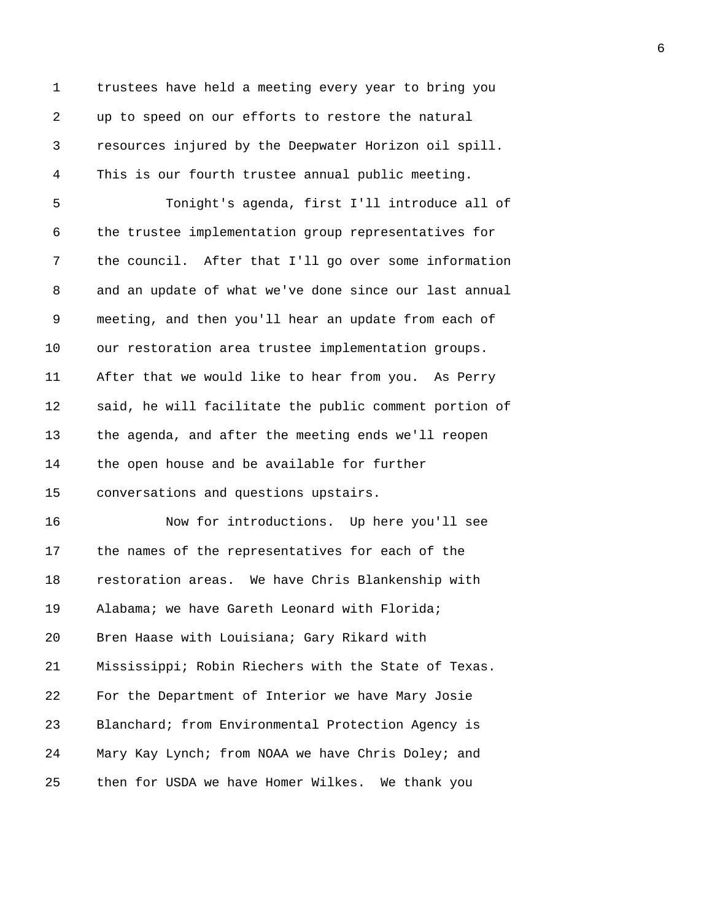trustees have held a meeting every year to bring you up to speed on our efforts to restore the natural resources injured by the Deepwater Horizon oil spill. This is our fourth trustee annual public meeting.

Tonight's agenda, first I'll introduce all of the trustee implementation group representatives for the council. After that I'll go over some information and an update of what we've done since our last annual meeting, and then you'll hear an update from each of our restoration area trustee implementation groups. After that we would like to hear from you. As Perry said, he will facilitate the public comment portion of the agenda, and after the meeting ends we'll reopen the open house and be available for further conversations and questions upstairs.

Now for introductions. Up here you'll see the names of the representatives for each of the restoration areas. We have Chris Blankenship with Alabama; we have Gareth Leonard with Florida; Bren Haase with Louisiana; Gary Rikard with Mississippi; Robin Riechers with the State of Texas. For the Department of Interior we have Mary Josie Blanchard; from Environmental Protection Agency is Mary Kay Lynch; from NOAA we have Chris Doley; and then for USDA we have Homer Wilkes. We thank you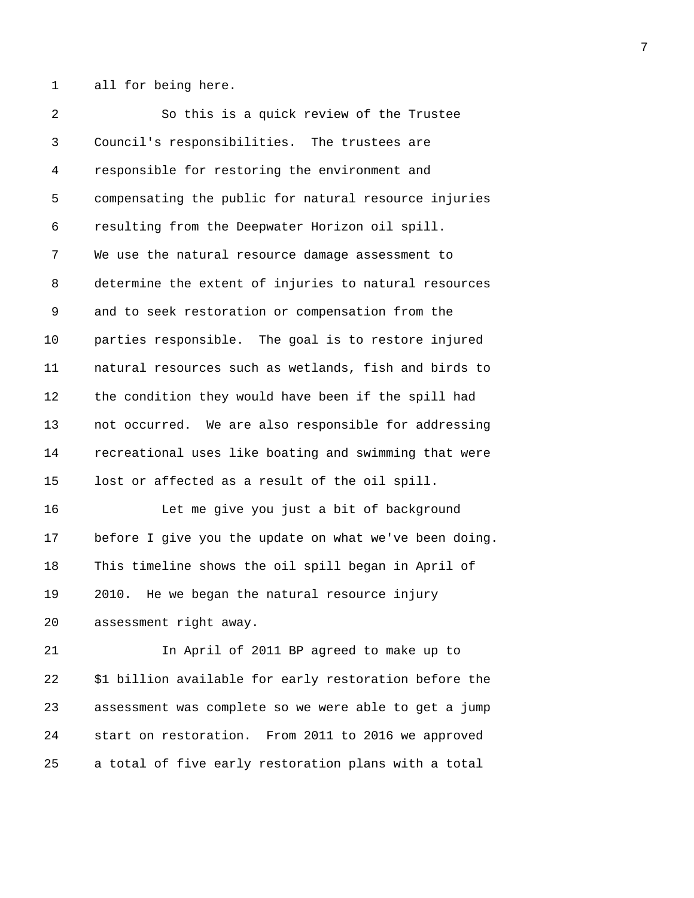all for being here.

So this is a quick review of the Trustee Council's responsibilities. The trustees are responsible for restoring the environment and compensating the public for natural resource injuries resulting from the Deepwater Horizon oil spill. We use the natural resource damage assessment to determine the extent of injuries to natural resources and to seek restoration or compensation from the parties responsible. The goal is to restore injured natural resources such as wetlands, fish and birds to the condition they would have been if the spill had not occurred. We are also responsible for addressing recreational uses like boating and swimming that were lost or affected as a result of the oil spill.

Let me give you just a bit of background before I give you the update on what we've been doing. This timeline shows the oil spill began in April of 2010. He we began the natural resource injury assessment right away.

In April of 2011 BP agreed to make up to $1 billion available for early restoration before the assessment was complete so we were able to get a jump start on restoration. From 2011 to 2016 we approved a total of five early restoration plans with a total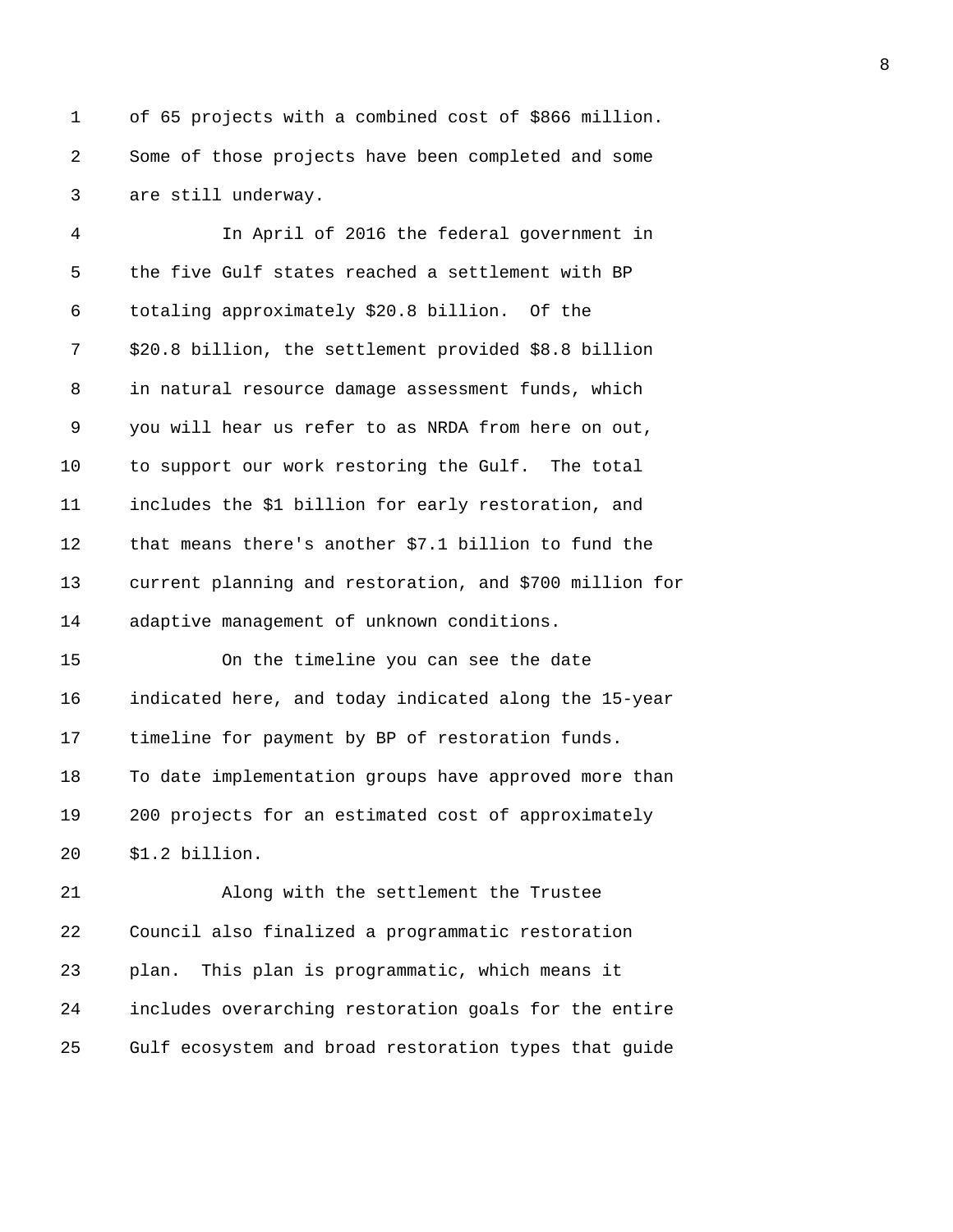of 65 projects with a combined cost of $866 million. Some of those projects have been completed and some are still underway.

In April of 2016 the federal government in the five Gulf states reached a settlement with BP totaling approximately $20.8 billion. Of the $20.8 billion, the settlement provided $8.8 billion in natural resource damage assessment funds, which you will hear us refer to as NRDA from here on out, to support our work restoring the Gulf. The total includes the $1 billion for early restoration, and that means there's another $7.1 billion to fund the current planning and restoration, and $700 million for adaptive management of unknown conditions.

On the timeline you can see the date indicated here, and today indicated along the 15-year timeline for payment by BP of restoration funds. To date implementation groups have approved more than 200 projects for an estimated cost of approximately $1.2 billion.

Along with the settlement the Trustee Council also finalized a programmatic restoration plan. This plan is programmatic, which means it includes overarching restoration goals for the entire Gulf ecosystem and broad restoration types that guide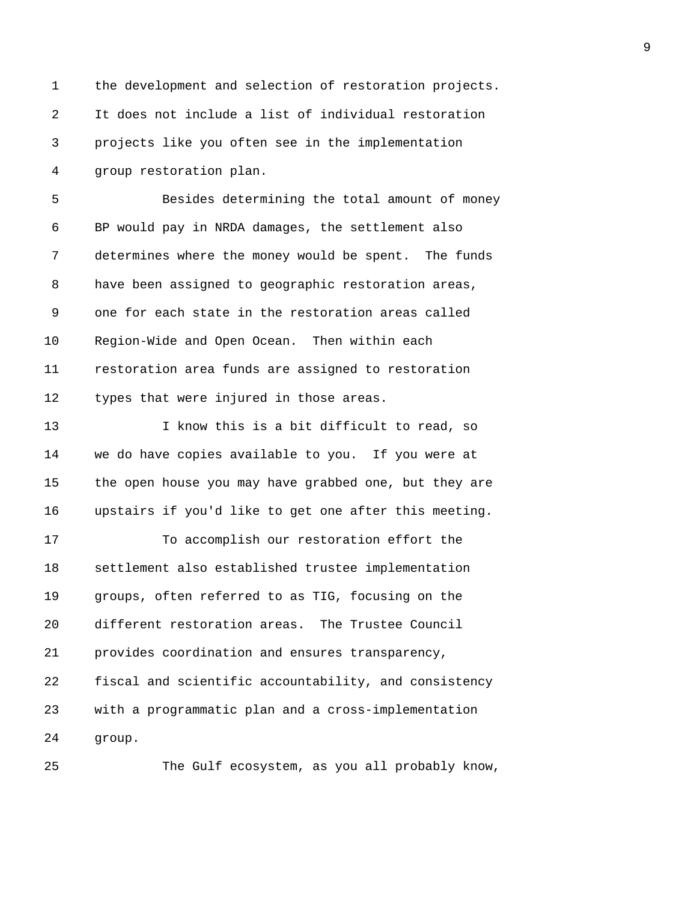the development and selection of restoration projects. It does not include a list of individual restoration projects like you often see in the implementation group restoration plan.

Besides determining the total amount of money BP would pay in NRDA damages, the settlement also determines where the money would be spent. The funds have been assigned to geographic restoration areas, one for each state in the restoration areas called Region-Wide and Open Ocean. Then within each restoration area funds are assigned to restoration types that were injured in those areas.

I know this is a bit difficult to read, so we do have copies available to you. If you were at the open house you may have grabbed one, but they are upstairs if you'd like to get one after this meeting.

To accomplish our restoration effort the settlement also established trustee implementation groups, often referred to as TIG, focusing on the different restoration areas. The Trustee Council provides coordination and ensures transparency, fiscal and scientific accountability, and consistency with a programmatic plan and a cross-implementation group.

The Gulf ecosystem, as you all probably know,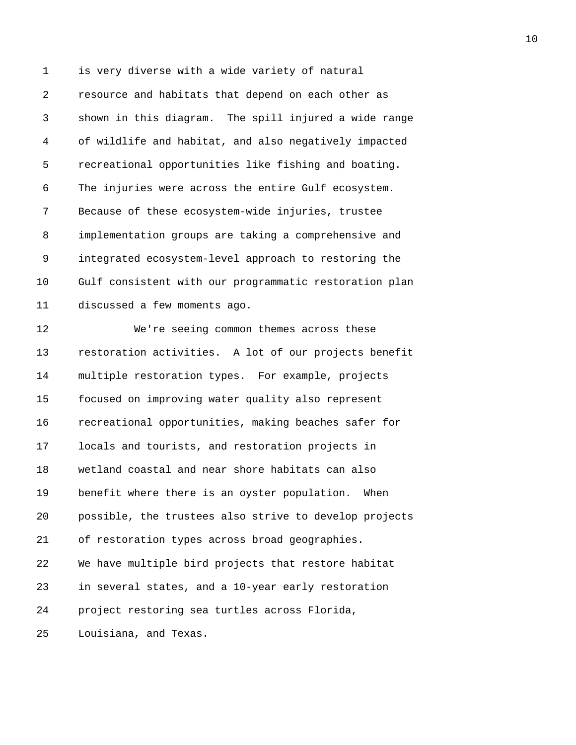is very diverse with a wide variety of natural resource and habitats that depend on each other as shown in this diagram. The spill injured a wide range of wildlife and habitat, and also negatively impacted recreational opportunities like fishing and boating. The injuries were across the entire Gulf ecosystem. Because of these ecosystem-wide injuries, trustee implementation groups are taking a comprehensive and integrated ecosystem-level approach to restoring the Gulf consistent with our programmatic restoration plan discussed a few moments ago.

We're seeing common themes across these restoration activities. A lot of our projects benefit multiple restoration types. For example, projects focused on improving water quality also represent recreational opportunities, making beaches safer for locals and tourists, and restoration projects in wetland coastal and near shore habitats can also benefit where there is an oyster population. When possible, the trustees also strive to develop projects of restoration types across broad geographies. We have multiple bird projects that restore habitat in several states, and a 10-year early restoration project restoring sea turtles across Florida, Louisiana, and Texas.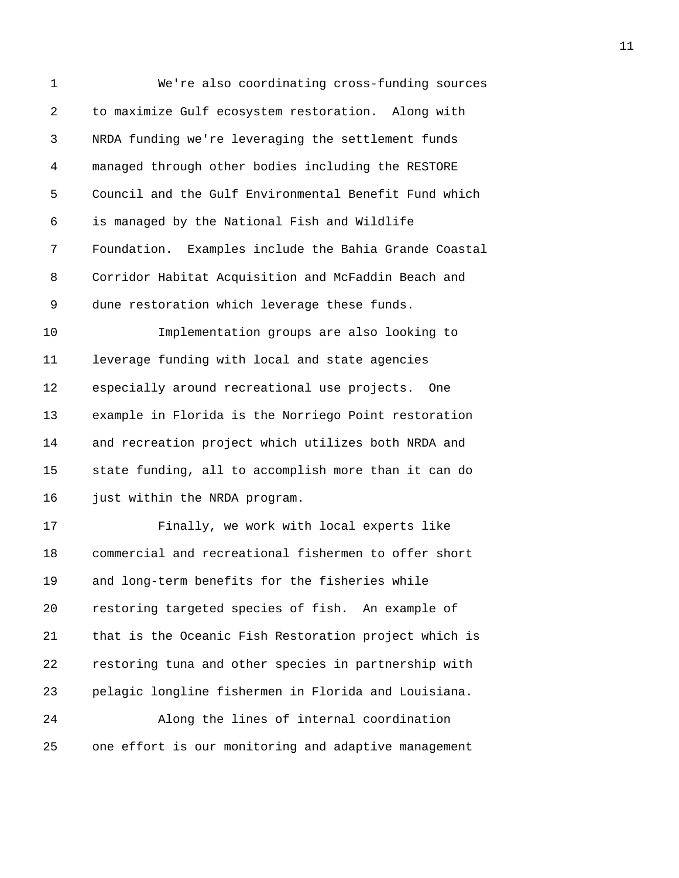We're also coordinating cross-funding sources to maximize Gulf ecosystem restoration. Along with NRDA funding we're leveraging the settlement funds managed through other bodies including the RESTORE Council and the Gulf Environmental Benefit Fund which is managed by the National Fish and Wildlife Foundation. Examples include the Bahia Grande Coastal Corridor Habitat Acquisition and McFaddin Beach and dune restoration which leverage these funds.

Implementation groups are also looking to leverage funding with local and state agencies especially around recreational use projects. One example in Florida is the Norriego Point restoration and recreation project which utilizes both NRDA and state funding, all to accomplish more than it can do just within the NRDA program.

Finally, we work with local experts like commercial and recreational fishermen to offer short and long-term benefits for the fisheries while restoring targeted species of fish. An example of that is the Oceanic Fish Restoration project which is restoring tuna and other species in partnership with pelagic longline fishermen in Florida and Louisiana.

Along the lines of internal coordination one effort is our monitoring and adaptive management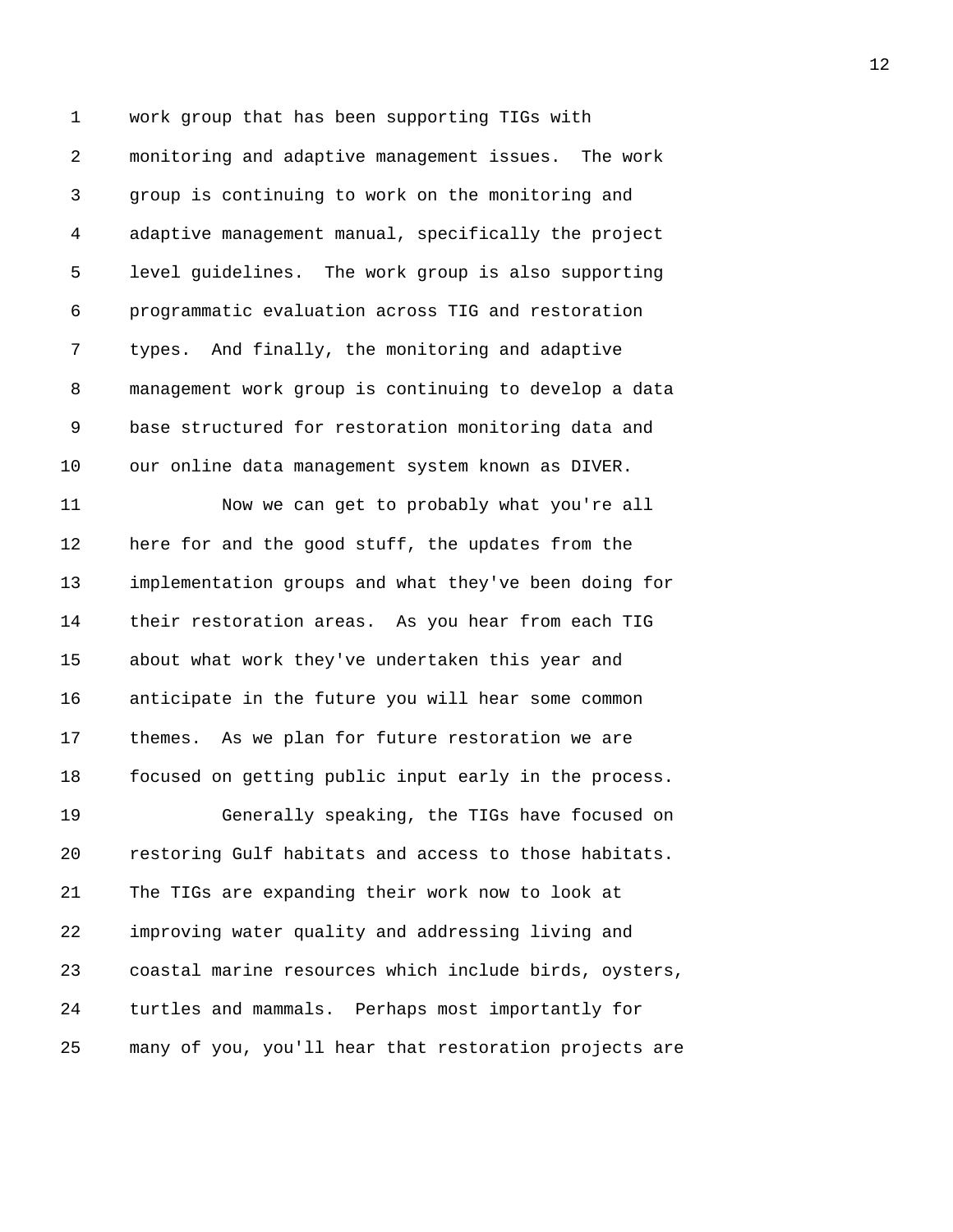work group that has been supporting TIGs with monitoring and adaptive management issues. The work group is continuing to work on the monitoring and adaptive management manual, specifically the project level guidelines. The work group is also supporting programmatic evaluation across TIG and restoration types. And finally, the monitoring and adaptive management work group is continuing to develop a data base structured for restoration monitoring data and our online data management system known as DIVER.

Now we can get to probably what you're all here for and the good stuff, the updates from the implementation groups and what they've been doing for their restoration areas. As you hear from each TIG about what work they've undertaken this year and anticipate in the future you will hear some common themes. As we plan for future restoration we are focused on getting public input early in the process.

Generally speaking, the TIGs have focused on restoring Gulf habitats and access to those habitats. The TIGs are expanding their work now to look at improving water quality and addressing living and coastal marine resources which include birds, oysters, turtles and mammals. Perhaps most importantly for many of you, you'll hear that restoration projects are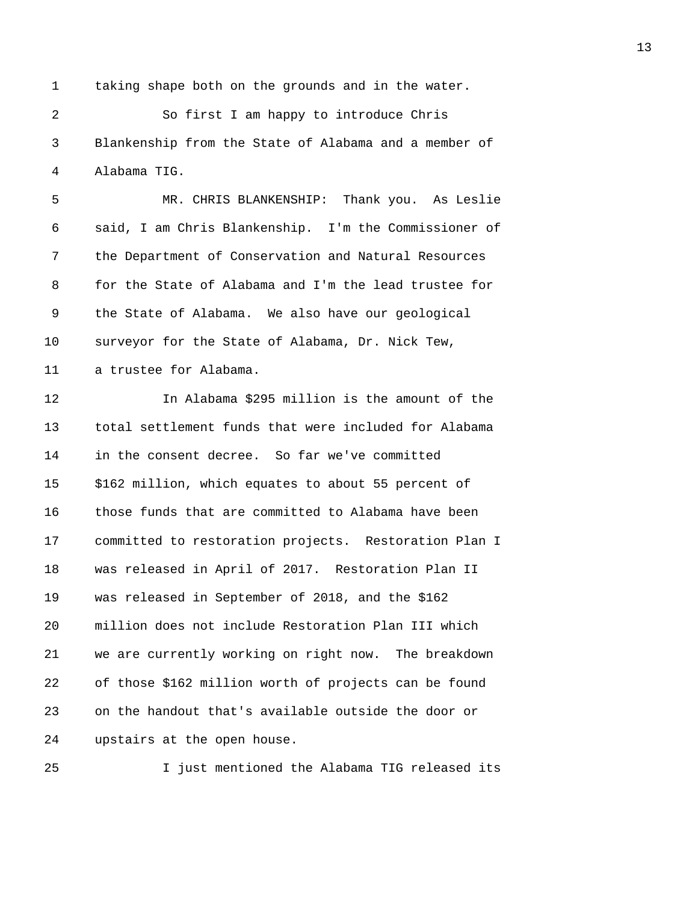taking shape both on the grounds and in the water.

So first I am happy to introduce Chris Blankenship from the State of Alabama and a member of Alabama TIG.

MR. CHRIS BLANKENSHIP: Thank you. As Leslie said, I am Chris Blankenship. I'm the Commissioner of the Department of Conservation and Natural Resources for the State of Alabama and I'm the lead trustee for the State of Alabama. We also have our geological surveyor for the State of Alabama, Dr. Nick Tew, a trustee for Alabama.

In Alabama $295 million is the amount of the total settlement funds that were included for Alabama in the consent decree. So far we've committed $162 million, which equates to about 55 percent of those funds that are committed to Alabama have been committed to restoration projects. Restoration Plan I was released in April of 2017. Restoration Plan II was released in September of 2018, and the $162 million does not include Restoration Plan III which we are currently working on right now. The breakdown of those $162 million worth of projects can be found on the handout that's available outside the door or upstairs at the open house.

I just mentioned the Alabama TIG released its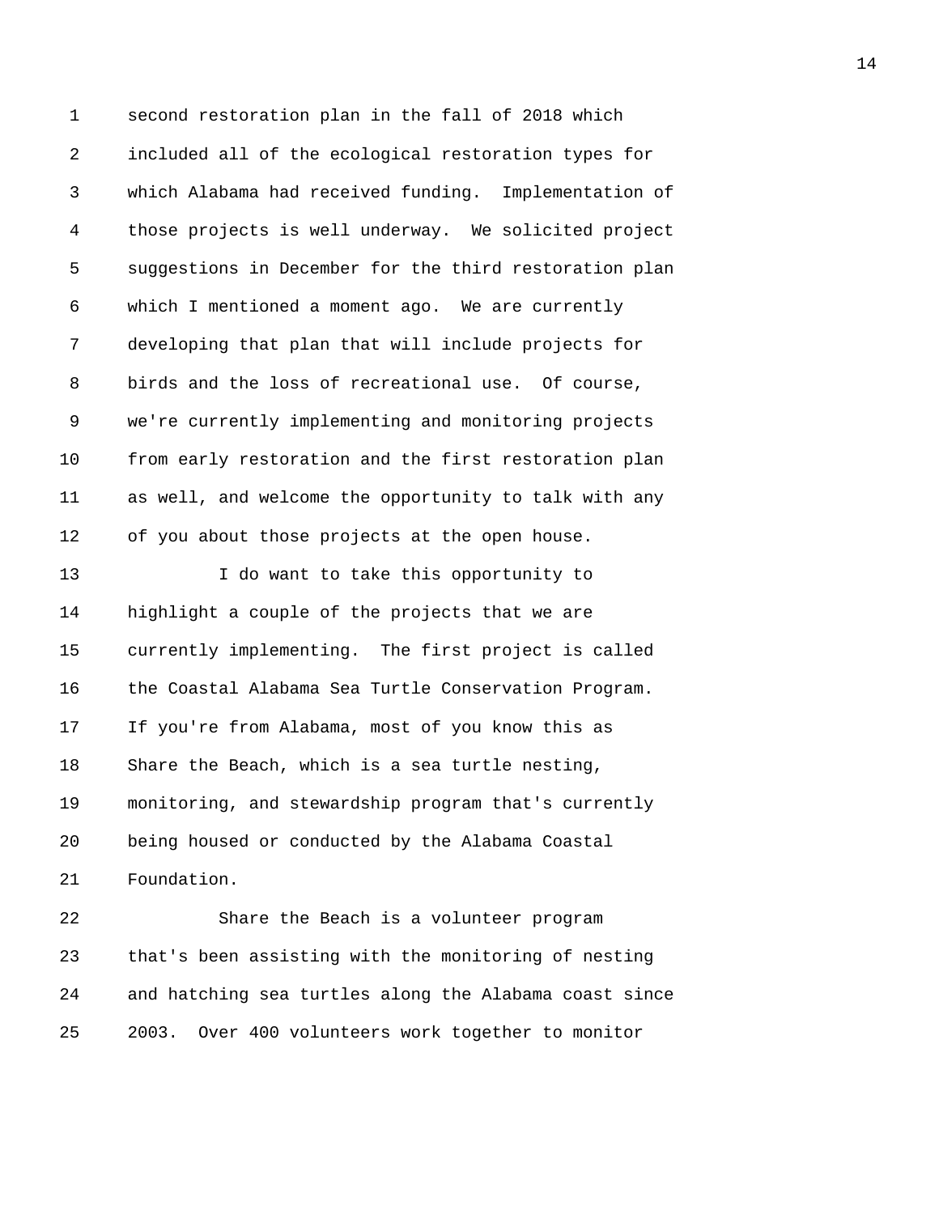second restoration plan in the fall of 2018 which included all of the ecological restoration types for which Alabama had received funding. Implementation of those projects is well underway. We solicited project suggestions in December for the third restoration plan which I mentioned a moment ago. We are currently developing that plan that will include projects for birds and the loss of recreational use. Of course, we're currently implementing and monitoring projects from early restoration and the first restoration plan as well, and welcome the opportunity to talk with any of you about those projects at the open house.

I do want to take this opportunity to highlight a couple of the projects that we are currently implementing. The first project is called the Coastal Alabama Sea Turtle Conservation Program. If you're from Alabama, most of you know this as Share the Beach, which is a sea turtle nesting, monitoring, and stewardship program that's currently being housed or conducted by the Alabama Coastal Foundation.

Share the Beach is a volunteer program that's been assisting with the monitoring of nesting and hatching sea turtles along the Alabama coast since 2003. Over 400 volunteers work together to monitor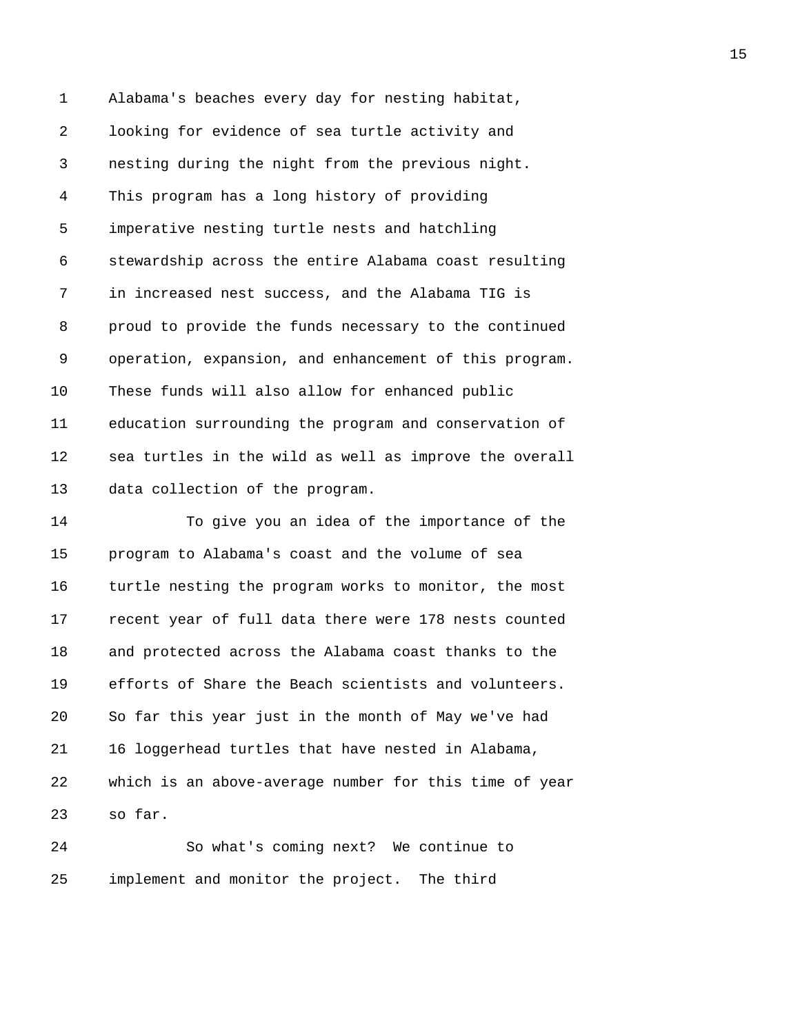Alabama's beaches every day for nesting habitat, looking for evidence of sea turtle activity and nesting during the night from the previous night. This program has a long history of providing imperative nesting turtle nests and hatchling stewardship across the entire Alabama coast resulting in increased nest success, and the Alabama TIG is proud to provide the funds necessary to the continued operation, expansion, and enhancement of this program. These funds will also allow for enhanced public education surrounding the program and conservation of sea turtles in the wild as well as improve the overall data collection of the program.

To give you an idea of the importance of the program to Alabama's coast and the volume of sea turtle nesting the program works to monitor, the most recent year of full data there were 178 nests counted and protected across the Alabama coast thanks to the efforts of Share the Beach scientists and volunteers. So far this year just in the month of May we've had 16 loggerhead turtles that have nested in Alabama, which is an above-average number for this time of year so far.

So what's coming next? We continue to implement and monitor the project. The third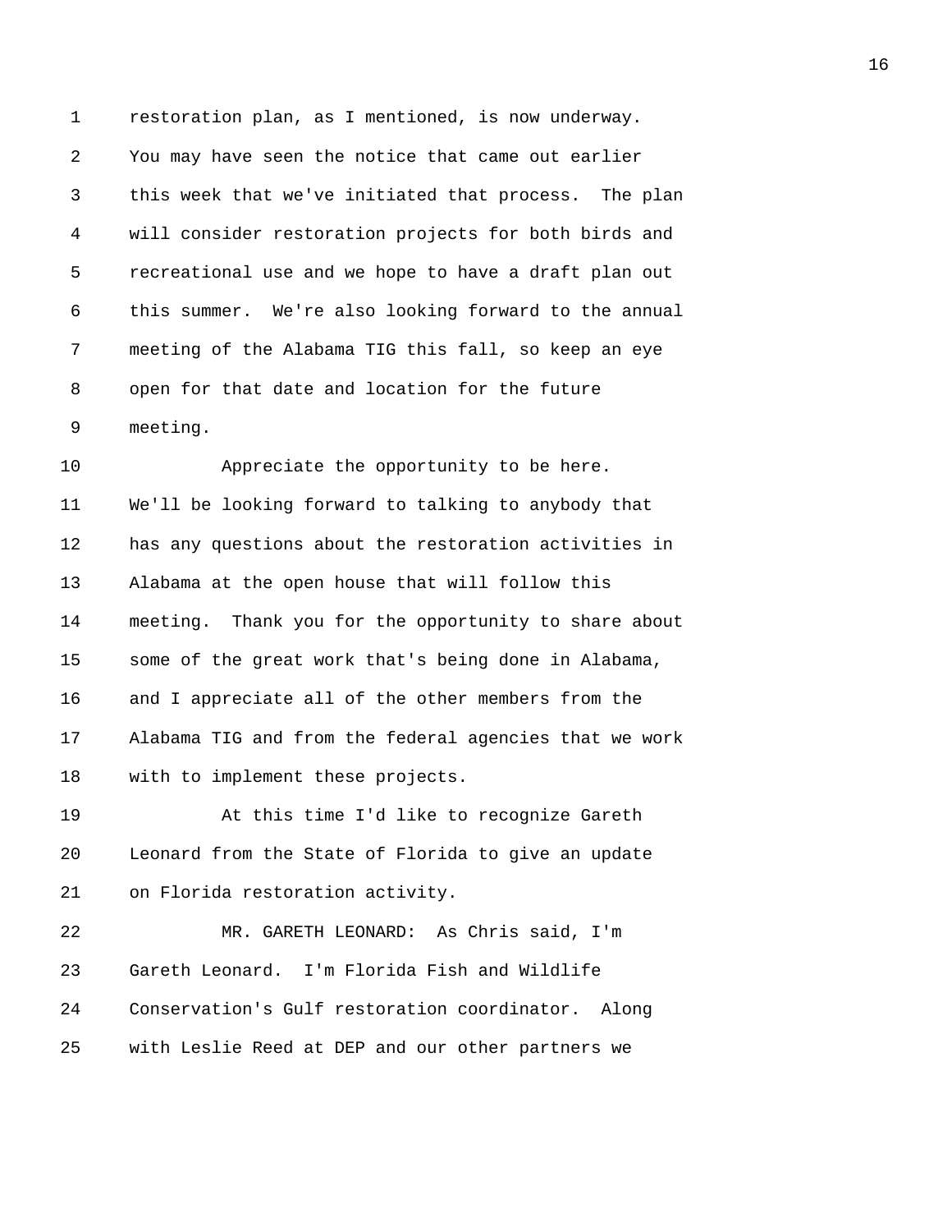restoration plan, as I mentioned, is now underway. You may have seen the notice that came out earlier this week that we've initiated that process. The plan will consider restoration projects for both birds and recreational use and we hope to have a draft plan out this summer. We're also looking forward to the annual meeting of the Alabama TIG this fall, so keep an eye open for that date and location for the future meeting.

Appreciate the opportunity to be here. We'll be looking forward to talking to anybody that has any questions about the restoration activities in Alabama at the open house that will follow this meeting. Thank you for the opportunity to share about some of the great work that's being done in Alabama, and I appreciate all of the other members from the Alabama TIG and from the federal agencies that we work with to implement these projects.

At this time I'd like to recognize Gareth Leonard from the State of Florida to give an update on Florida restoration activity.

MR. GARETH LEONARD: As Chris said, I'm Gareth Leonard. I'm Florida Fish and Wildlife Conservation's Gulf restoration coordinator. Along with Leslie Reed at DEP and our other partners we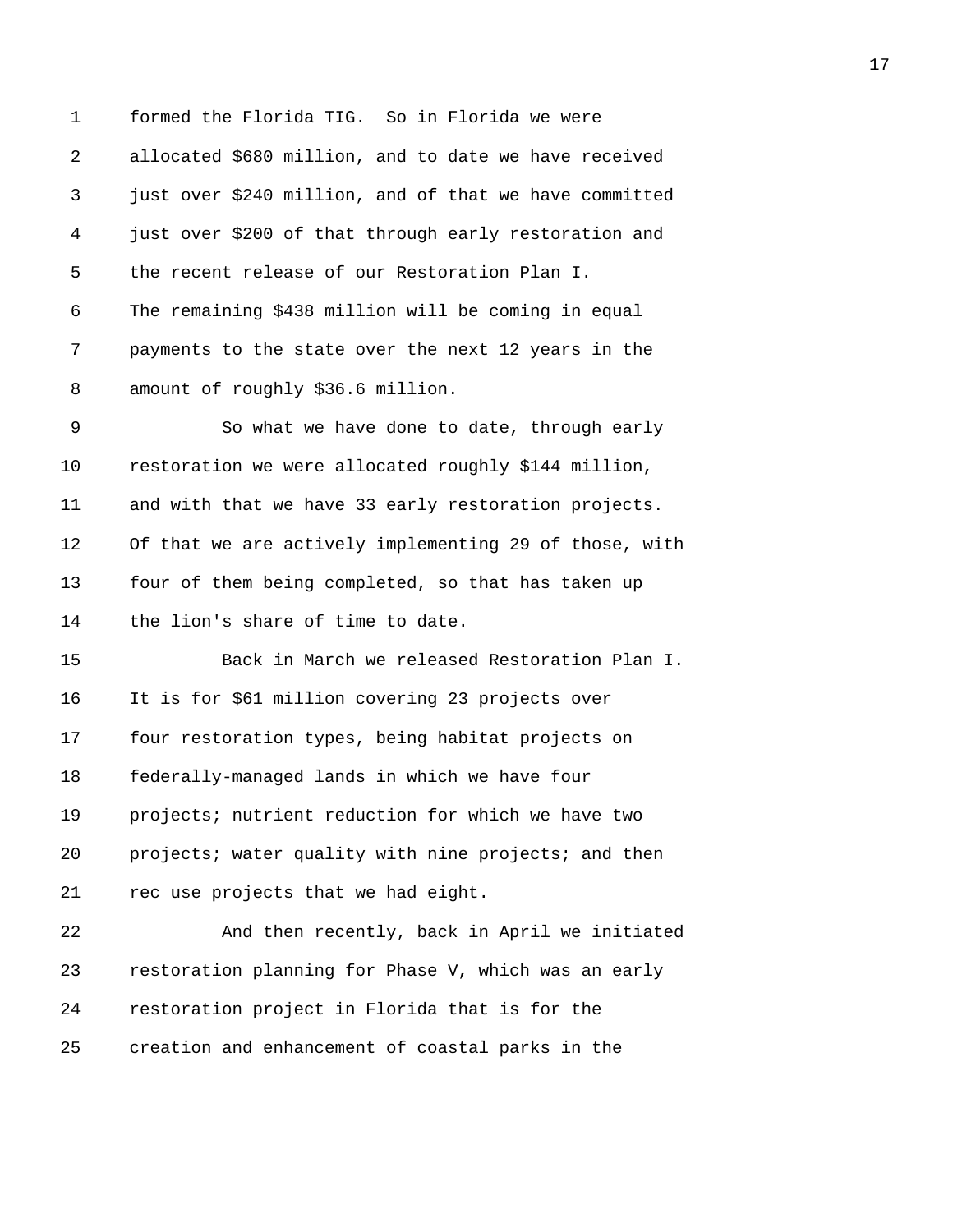formed the Florida TIG. So in Florida we were allocated \$680 million, and to date we have received just over \$240 million, and of that we have committed just over \$200 of that through early restoration and the recent release of our Restoration Plan I. The remaining \$438 million will be coming in equal payments to the state over the next 12 years in the amount of roughly \$36.6 million.

So what we have done to date, through early restoration we were allocated roughly \$144 million, and with that we have 33 early restoration projects. Of that we are actively implementing 29 of those, with four of them being completed, so that has taken up the lion's share of time to date.

Back in March we released Restoration Plan I. It is for \$61 million covering 23 projects over four restoration types, being habitat projects on federally-managed lands in which we have four projects; nutrient reduction for which we have two projects; water quality with nine projects; and then rec use projects that we had eight.

And then recently, back in April we initiated restoration planning for Phase V, which was an early restoration project in Florida that is for the creation and enhancement of coastal parks in the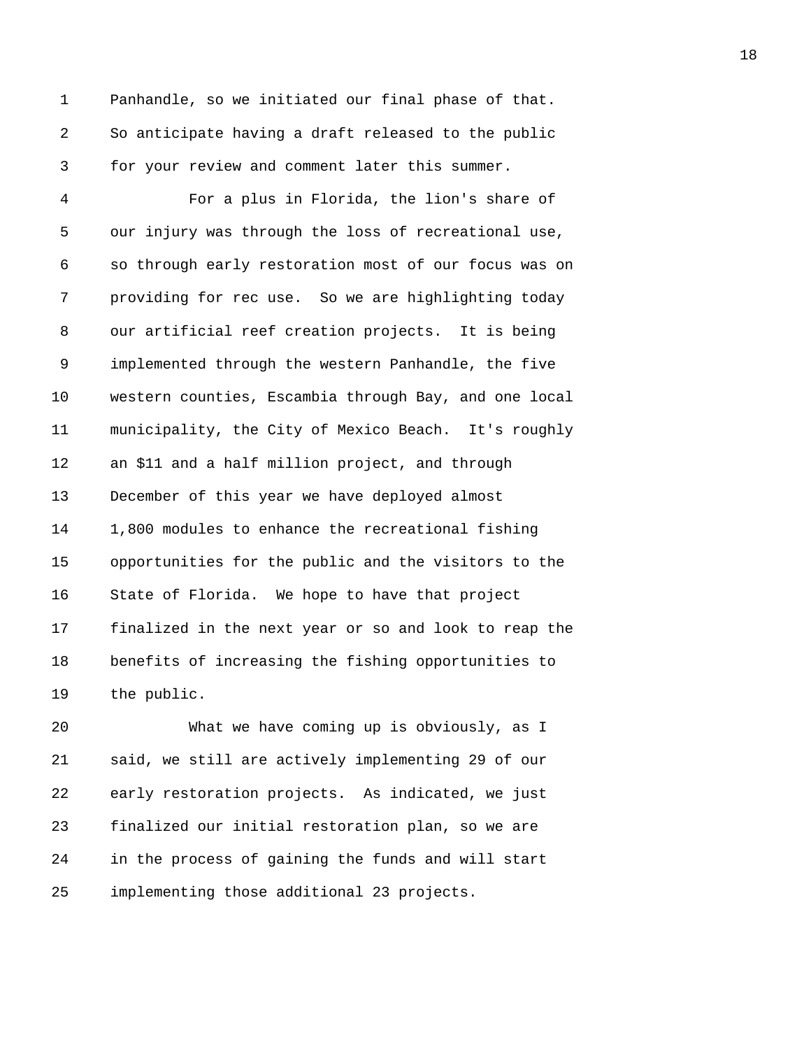Panhandle, so we initiated our final phase of that. So anticipate having a draft released to the public for your review and comment later this summer.

For a plus in Florida, the lion's share of our injury was through the loss of recreational use, so through early restoration most of our focus was on providing for rec use. So we are highlighting today our artificial reef creation projects. It is being implemented through the western Panhandle, the five western counties, Escambia through Bay, and one local municipality, the City of Mexico Beach. It's roughly an $11 and a half million project, and through December of this year we have deployed almost 1,800 modules to enhance the recreational fishing opportunities for the public and the visitors to the State of Florida. We hope to have that project finalized in the next year or so and look to reap the benefits of increasing the fishing opportunities to the public.

What we have coming up is obviously, as I said, we still are actively implementing 29 of our early restoration projects. As indicated, we just finalized our initial restoration plan, so we are in the process of gaining the funds and will start implementing those additional 23 projects.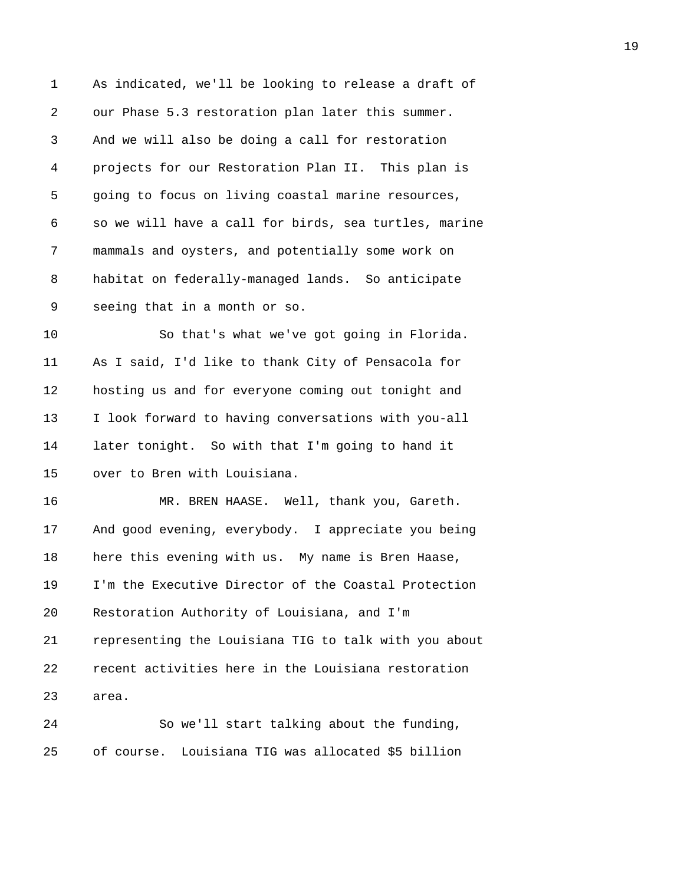As indicated, we'll be looking to release a draft of our Phase 5.3 restoration plan later this summer. And we will also be doing a call for restoration projects for our Restoration Plan II. This plan is going to focus on living coastal marine resources, so we will have a call for birds, sea turtles, marine mammals and oysters, and potentially some work on habitat on federally-managed lands. So anticipate seeing that in a month or so.

So that's what we've got going in Florida. As I said, I'd like to thank City of Pensacola for hosting us and for everyone coming out tonight and I look forward to having conversations with you-all later tonight. So with that I'm going to hand it over to Bren with Louisiana.

MR. BREN HAASE. Well, thank you, Gareth. And good evening, everybody. I appreciate you being here this evening with us. My name is Bren Haase, I'm the Executive Director of the Coastal Protection Restoration Authority of Louisiana, and I'm representing the Louisiana TIG to talk with you about recent activities here in the Louisiana restoration area.

So we'll start talking about the funding, of course. Louisiana TIG was allocated $5 billion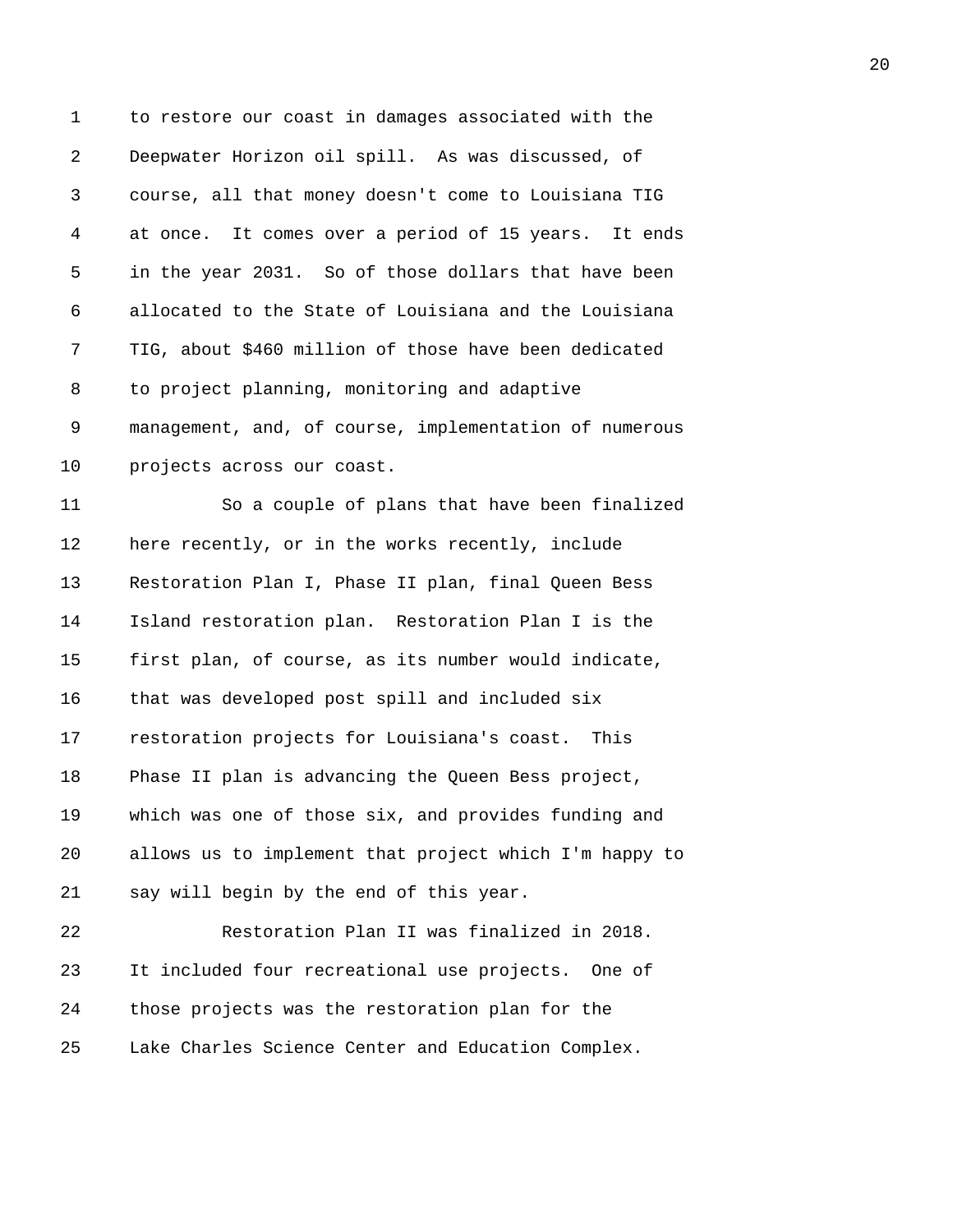to restore our coast in damages associated with the Deepwater Horizon oil spill. As was discussed, of course, all that money doesn't come to Louisiana TIG at once. It comes over a period of 15 years. It ends in the year 2031. So of those dollars that have been allocated to the State of Louisiana and the Louisiana TIG, about $460 million of those have been dedicated to project planning, monitoring and adaptive management, and, of course, implementation of numerous projects across our coast.

So a couple of plans that have been finalized here recently, or in the works recently, include Restoration Plan I, Phase II plan, final Queen Bess Island restoration plan. Restoration Plan I is the first plan, of course, as its number would indicate, that was developed post spill and included six restoration projects for Louisiana's coast. This Phase II plan is advancing the Queen Bess project, which was one of those six, and provides funding and allows us to implement that project which I'm happy to say will begin by the end of this year.

Restoration Plan II was finalized in 2018. It included four recreational use projects. One of those projects was the restoration plan for the Lake Charles Science Center and Education Complex.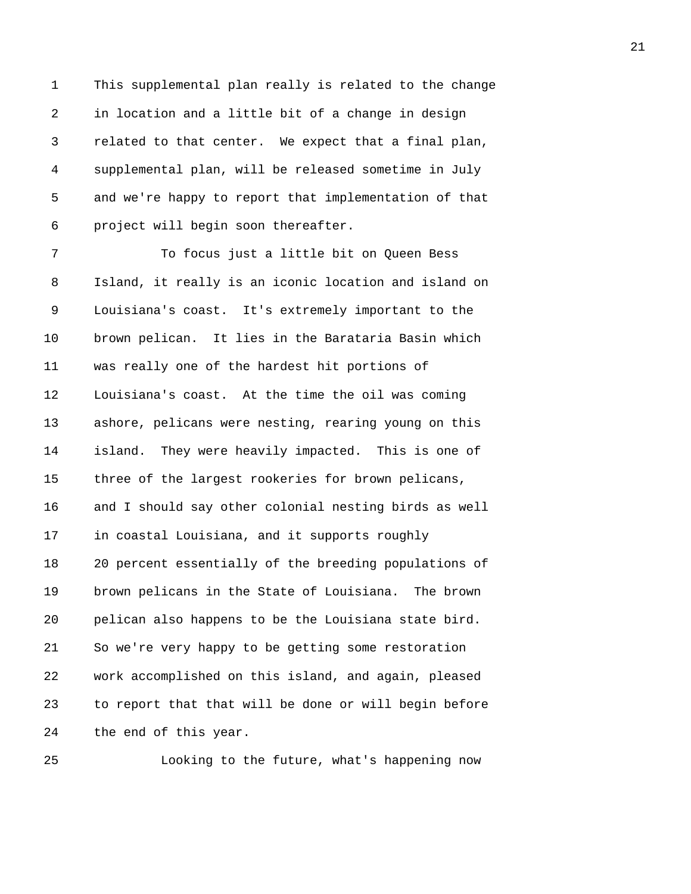This supplemental plan really is related to the change in location and a little bit of a change in design related to that center. We expect that a final plan, supplemental plan, will be released sometime in July and we're happy to report that implementation of that project will begin soon thereafter.

To focus just a little bit on Queen Bess Island, it really is an iconic location and island on Louisiana's coast. It's extremely important to the brown pelican. It lies in the Barataria Basin which was really one of the hardest hit portions of Louisiana's coast. At the time the oil was coming ashore, pelicans were nesting, rearing young on this island. They were heavily impacted. This is one of three of the largest rookeries for brown pelicans, and I should say other colonial nesting birds as well in coastal Louisiana, and it supports roughly 20 percent essentially of the breeding populations of brown pelicans in the State of Louisiana. The brown pelican also happens to be the Louisiana state bird. So we're very happy to be getting some restoration work accomplished on this island, and again, pleased to report that that will be done or will begin before the end of this year.

Looking to the future, what's happening now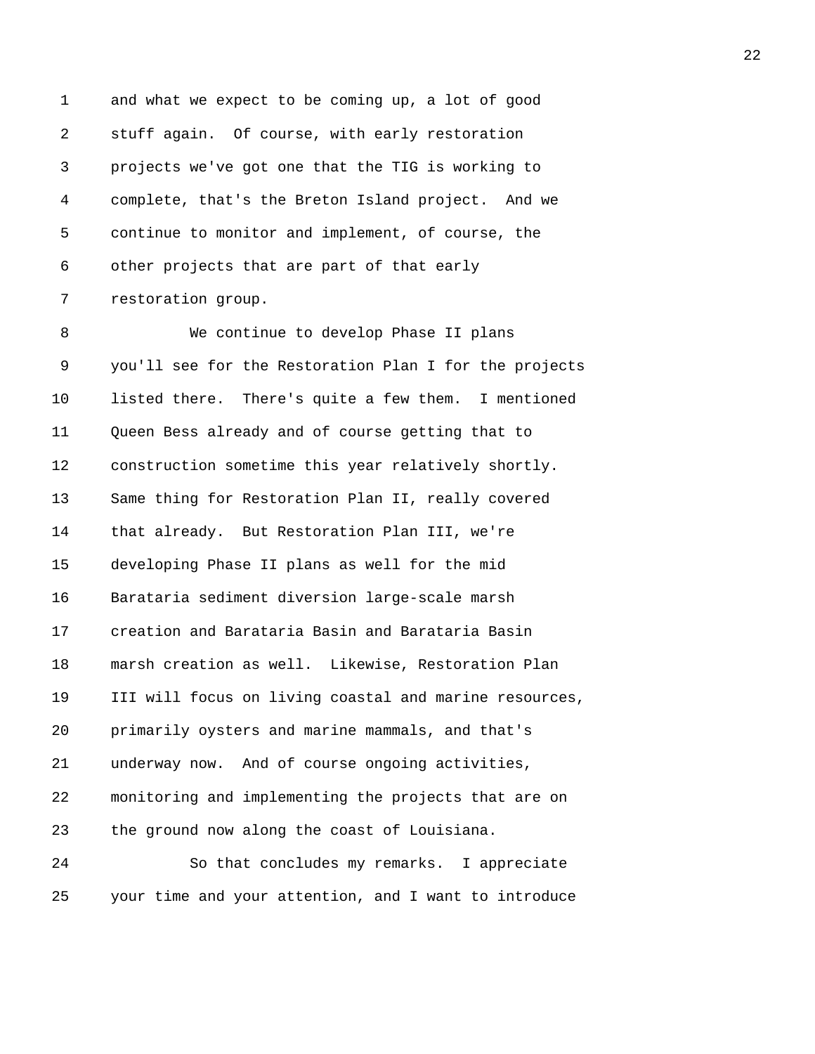and what we expect to be coming up, a lot of good stuff again. Of course, with early restoration projects we've got one that the TIG is working to complete, that's the Breton Island project. And we continue to monitor and implement, of course, the other projects that are part of that early restoration group.

We continue to develop Phase II plans you'll see for the Restoration Plan I for the projects listed there. There's quite a few them. I mentioned Queen Bess already and of course getting that to construction sometime this year relatively shortly. Same thing for Restoration Plan II, really covered that already. But Restoration Plan III, we're developing Phase II plans as well for the mid Barataria sediment diversion large-scale marsh creation and Barataria Basin and Barataria Basin marsh creation as well. Likewise, Restoration Plan III will focus on living coastal and marine resources, primarily oysters and marine mammals, and that's underway now. And of course ongoing activities, monitoring and implementing the projects that are on the ground now along the coast of Louisiana.

So that concludes my remarks. I appreciate your time and your attention, and I want to introduce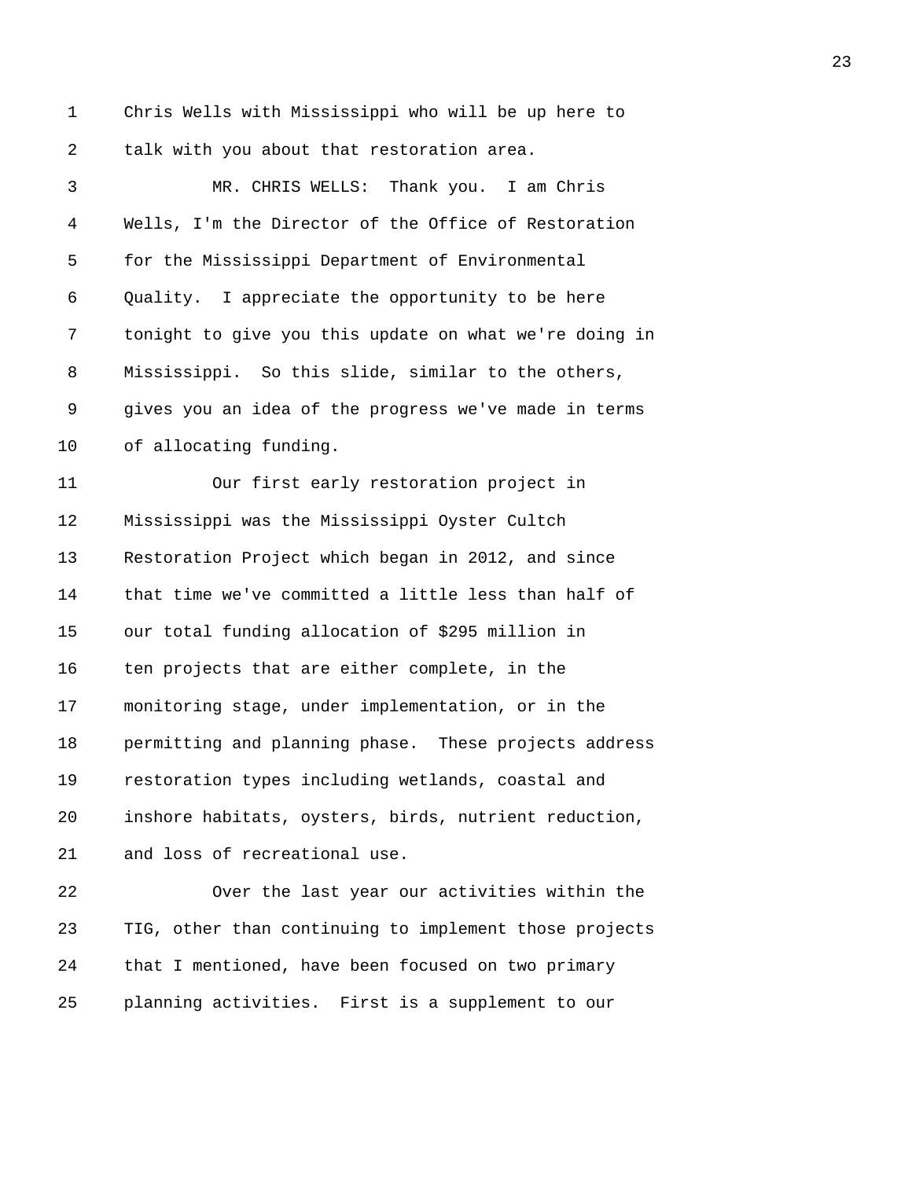Chris Wells with Mississippi who will be up here to talk with you about that restoration area.

MR. CHRIS WELLS: Thank you. I am Chris Wells, I'm the Director of the Office of Restoration for the Mississippi Department of Environmental Quality. I appreciate the opportunity to be here tonight to give you this update on what we're doing in Mississippi. So this slide, similar to the others, gives you an idea of the progress we've made in terms of allocating funding.

Our first early restoration project in Mississippi was the Mississippi Oyster Cultch Restoration Project which began in 2012, and since that time we've committed a little less than half of our total funding allocation of $295 million in ten projects that are either complete, in the monitoring stage, under implementation, or in the permitting and planning phase. These projects address restoration types including wetlands, coastal and inshore habitats, oysters, birds, nutrient reduction, and loss of recreational use.

Over the last year our activities within the TIG, other than continuing to implement those projects that I mentioned, have been focused on two primary planning activities. First is a supplement to our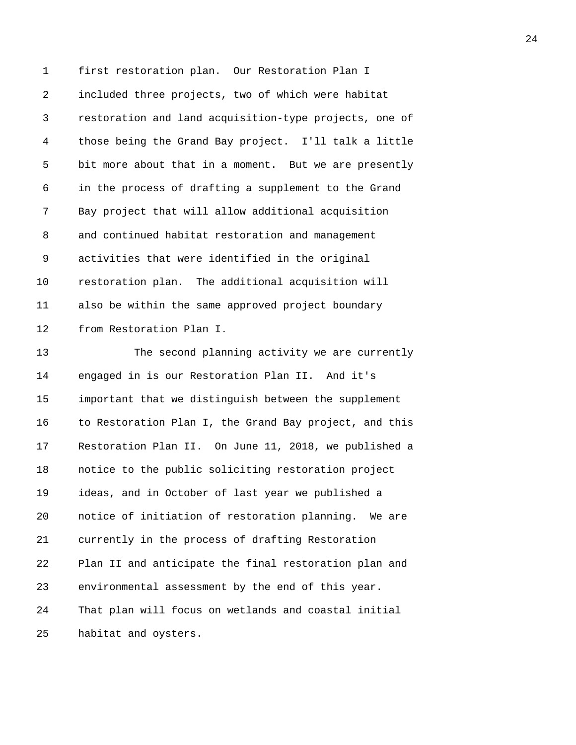first restoration plan. Our Restoration Plan I included three projects, two of which were habitat restoration and land acquisition-type projects, one of those being the Grand Bay project. I'll talk a little bit more about that in a moment. But we are presently in the process of drafting a supplement to the Grand Bay project that will allow additional acquisition and continued habitat restoration and management activities that were identified in the original restoration plan. The additional acquisition will also be within the same approved project boundary from Restoration Plan I.

The second planning activity we are currently engaged in is our Restoration Plan II. And it's important that we distinguish between the supplement to Restoration Plan I, the Grand Bay project, and this Restoration Plan II. On June 11, 2018, we published a notice to the public soliciting restoration project ideas, and in October of last year we published a notice of initiation of restoration planning. We are currently in the process of drafting Restoration Plan II and anticipate the final restoration plan and environmental assessment by the end of this year. That plan will focus on wetlands and coastal initial habitat and oysters.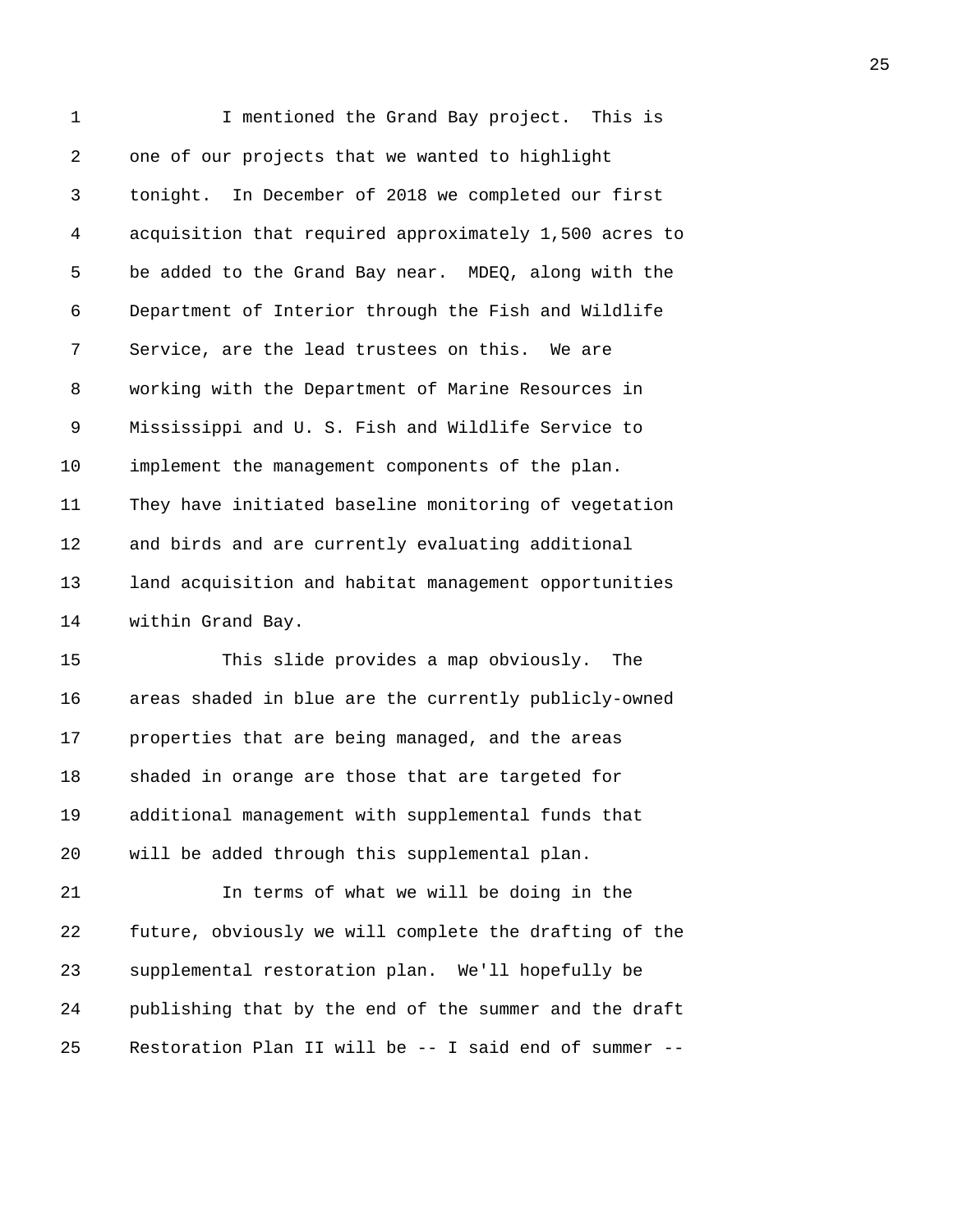I mentioned the Grand Bay project. This is one of our projects that we wanted to highlight tonight. In December of 2018 we completed our first acquisition that required approximately 1,500 acres to be added to the Grand Bay near. MDEQ, along with the Department of Interior through the Fish and Wildlife Service, are the lead trustees on this. We are working with the Department of Marine Resources in Mississippi and U. S. Fish and Wildlife Service to implement the management components of the plan. They have initiated baseline monitoring of vegetation and birds and are currently evaluating additional land acquisition and habitat management opportunities within Grand Bay.

This slide provides a map obviously. The areas shaded in blue are the currently publicly-owned properties that are being managed, and the areas shaded in orange are those that are targeted for additional management with supplemental funds that will be added through this supplemental plan.

In terms of what we will be doing in the future, obviously we will complete the drafting of the supplemental restoration plan. We'll hopefully be publishing that by the end of the summer and the draft Restoration Plan II will be -- I said end of summer --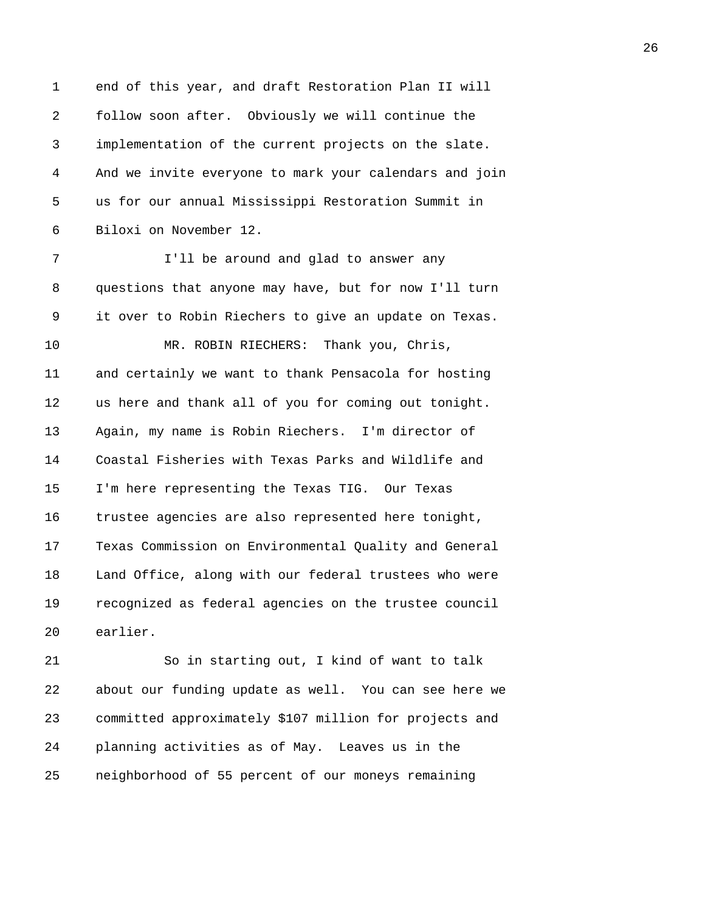end of this year, and draft Restoration Plan II will follow soon after. Obviously we will continue the implementation of the current projects on the slate. And we invite everyone to mark your calendars and join us for our annual Mississippi Restoration Summit in Biloxi on November 12.

I'll be around and glad to answer any questions that anyone may have, but for now I'll turn it over to Robin Riechers to give an update on Texas.

MR. ROBIN RIECHERS: Thank you, Chris, and certainly we want to thank Pensacola for hosting us here and thank all of you for coming out tonight. Again, my name is Robin Riechers. I'm director of Coastal Fisheries with Texas Parks and Wildlife and I'm here representing the Texas TIG. Our Texas trustee agencies are also represented here tonight, Texas Commission on Environmental Quality and General Land Office, along with our federal trustees who were recognized as federal agencies on the trustee council earlier.

So in starting out, I kind of want to talk about our funding update as well. You can see here we committed approximately $107 million for projects and planning activities as of May. Leaves us in the neighborhood of 55 percent of our moneys remaining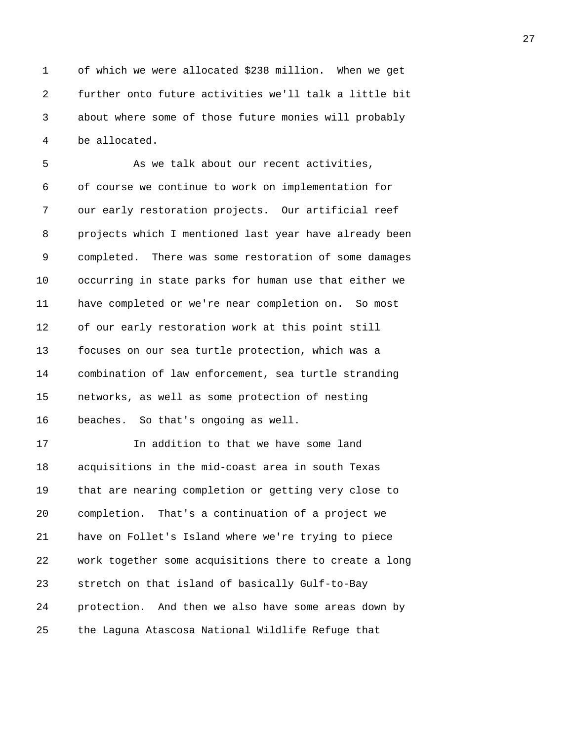of which we were allocated $238 million. When we get further onto future activities we'll talk a little bit about where some of those future monies will probably be allocated.

As we talk about our recent activities, of course we continue to work on implementation for our early restoration projects. Our artificial reef projects which I mentioned last year have already been completed. There was some restoration of some damages occurring in state parks for human use that either we have completed or we're near completion on. So most of our early restoration work at this point still focuses on our sea turtle protection, which was a combination of law enforcement, sea turtle stranding networks, as well as some protection of nesting beaches. So that's ongoing as well.

In addition to that we have some land acquisitions in the mid-coast area in south Texas that are nearing completion or getting very close to completion. That's a continuation of a project we have on Follet's Island where we're trying to piece work together some acquisitions there to create a long stretch on that island of basically Gulf-to-Bay protection. And then we also have some areas down by the Laguna Atascosa National Wildlife Refuge that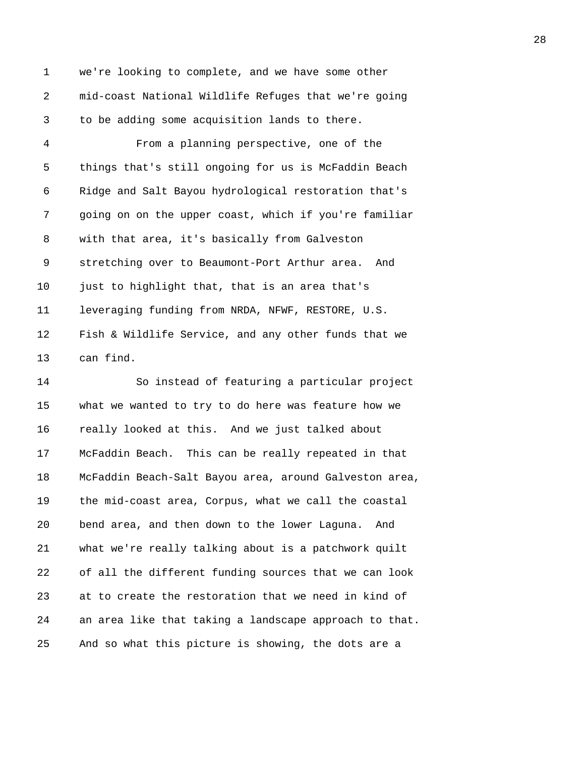we're looking to complete, and we have some other mid-coast National Wildlife Refuges that we're going to be adding some acquisition lands to there.

From a planning perspective, one of the things that's still ongoing for us is McFaddin Beach Ridge and Salt Bayou hydrological restoration that's going on on the upper coast, which if you're familiar with that area, it's basically from Galveston stretching over to Beaumont-Port Arthur area. And just to highlight that, that is an area that's leveraging funding from NRDA, NFWF, RESTORE, U.S. Fish & Wildlife Service, and any other funds that we can find.

So instead of featuring a particular project what we wanted to try to do here was feature how we really looked at this. And we just talked about McFaddin Beach. This can be really repeated in that McFaddin Beach-Salt Bayou area, around Galveston area, the mid-coast area, Corpus, what we call the coastal bend area, and then down to the lower Laguna. And what we're really talking about is a patchwork quilt of all the different funding sources that we can look at to create the restoration that we need in kind of an area like that taking a landscape approach to that. And so what this picture is showing, the dots are a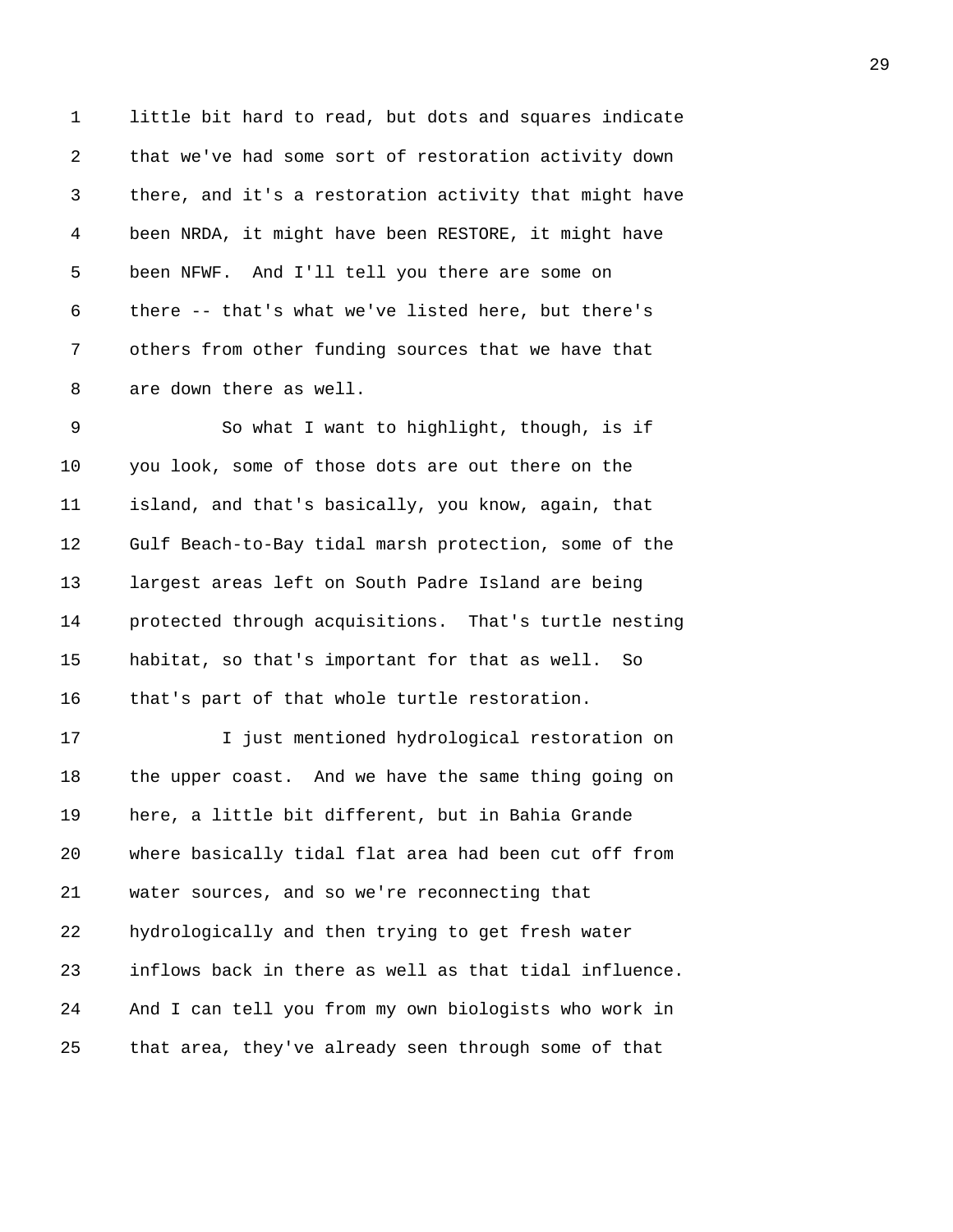little bit hard to read, but dots and squares indicate that we've had some sort of restoration activity down there, and it's a restoration activity that might have been NRDA, it might have been RESTORE, it might have been NFWF. And I'll tell you there are some on there -- that's what we've listed here, but there's others from other funding sources that we have that are down there as well.

So what I want to highlight, though, is if you look, some of those dots are out there on the island, and that's basically, you know, again, that Gulf Beach-to-Bay tidal marsh protection, some of the largest areas left on South Padre Island are being protected through acquisitions. That's turtle nesting habitat, so that's important for that as well. So that's part of that whole turtle restoration.

I just mentioned hydrological restoration on the upper coast. And we have the same thing going on here, a little bit different, but in Bahia Grande where basically tidal flat area had been cut off from water sources, and so we're reconnecting that hydrologically and then trying to get fresh water inflows back in there as well as that tidal influence. And I can tell you from my own biologists who work in that area, they've already seen through some of that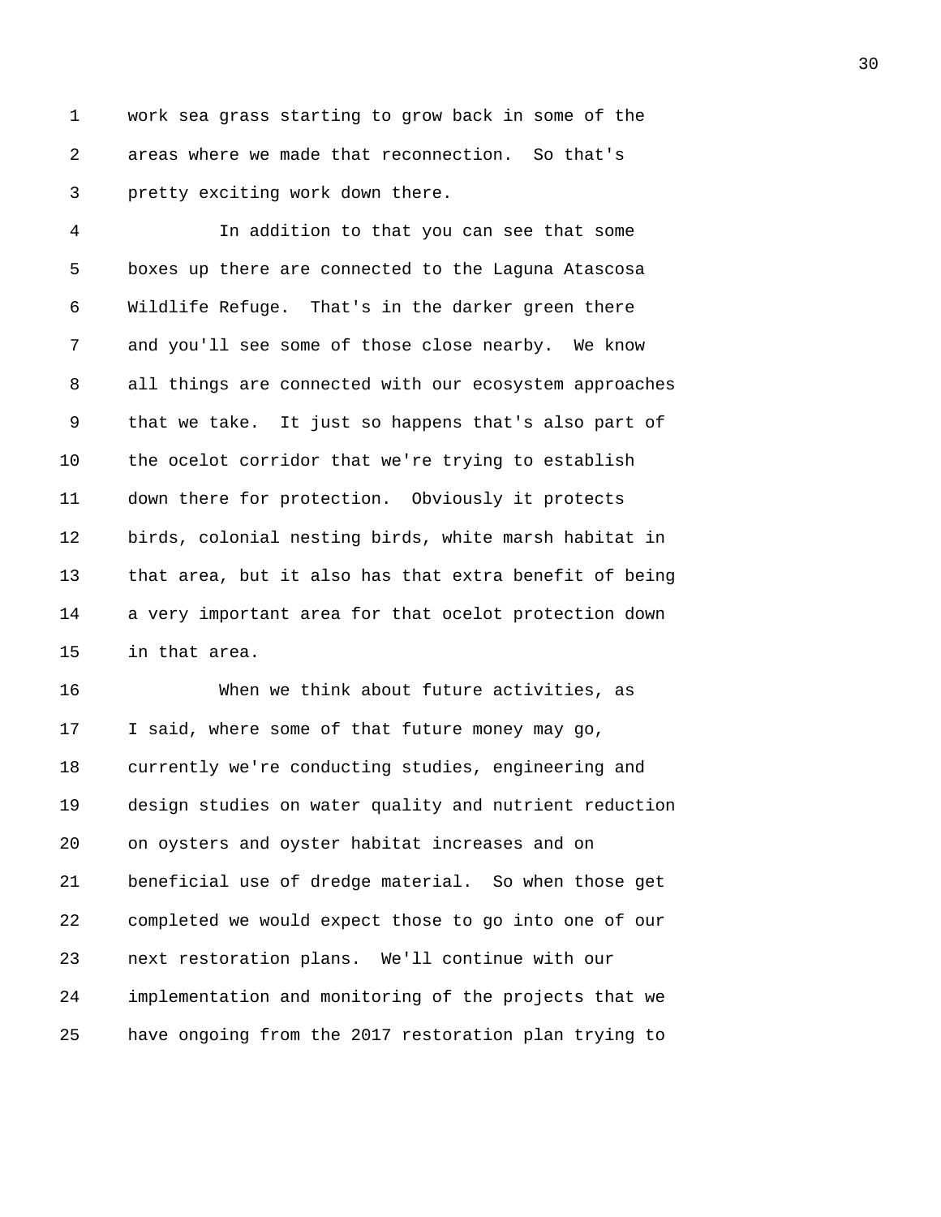work sea grass starting to grow back in some of the areas where we made that reconnection. So that's pretty exciting work down there.

In addition to that you can see that some boxes up there are connected to the Laguna Atascosa Wildlife Refuge. That's in the darker green there and you'll see some of those close nearby. We know all things are connected with our ecosystem approaches that we take. It just so happens that's also part of the ocelot corridor that we're trying to establish down there for protection. Obviously it protects birds, colonial nesting birds, white marsh habitat in that area, but it also has that extra benefit of being a very important area for that ocelot protection down in that area.

When we think about future activities, as I said, where some of that future money may go, currently we're conducting studies, engineering and design studies on water quality and nutrient reduction on oysters and oyster habitat increases and on beneficial use of dredge material. So when those get completed we would expect those to go into one of our next restoration plans. We'll continue with our implementation and monitoring of the projects that we have ongoing from the 2017 restoration plan trying to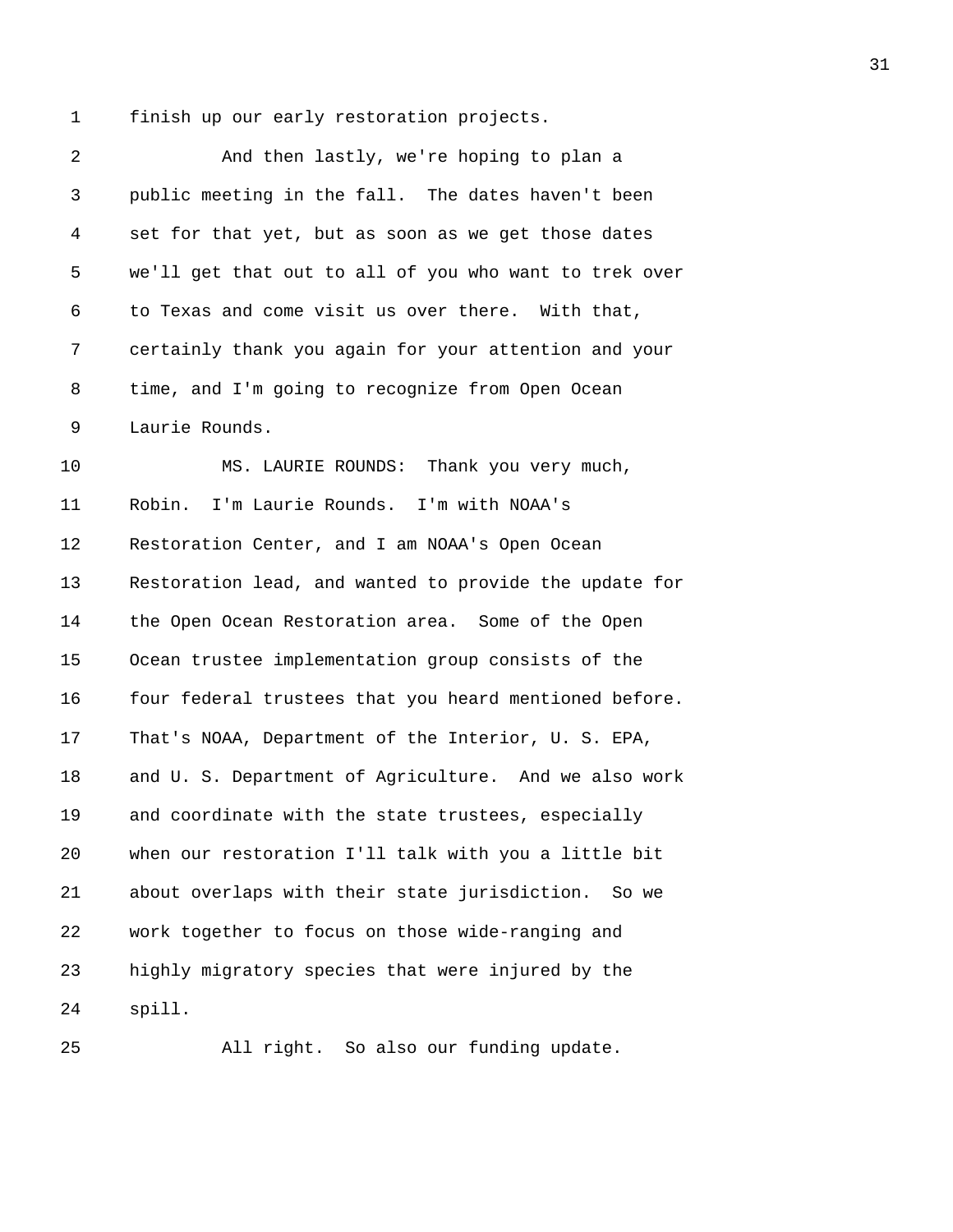finish up our early restoration projects.

And then lastly, we're hoping to plan a public meeting in the fall. The dates haven't been set for that yet, but as soon as we get those dates we'll get that out to all of you who want to trek over to Texas and come visit us over there. With that, certainly thank you again for your attention and your time, and I'm going to recognize from Open Ocean Laurie Rounds.

MS. LAURIE ROUNDS: Thank you very much, Robin. I'm Laurie Rounds. I'm with NOAA's Restoration Center, and I am NOAA's Open Ocean Restoration lead, and wanted to provide the update for the Open Ocean Restoration area. Some of the Open Ocean trustee implementation group consists of the four federal trustees that you heard mentioned before. That's NOAA, Department of the Interior, U. S. EPA, and U. S. Department of Agriculture. And we also work and coordinate with the state trustees, especially when our restoration I'll talk with you a little bit about overlaps with their state jurisdiction. So we work together to focus on those wide-ranging and highly migratory species that were injured by the spill.

All right. So also our funding update.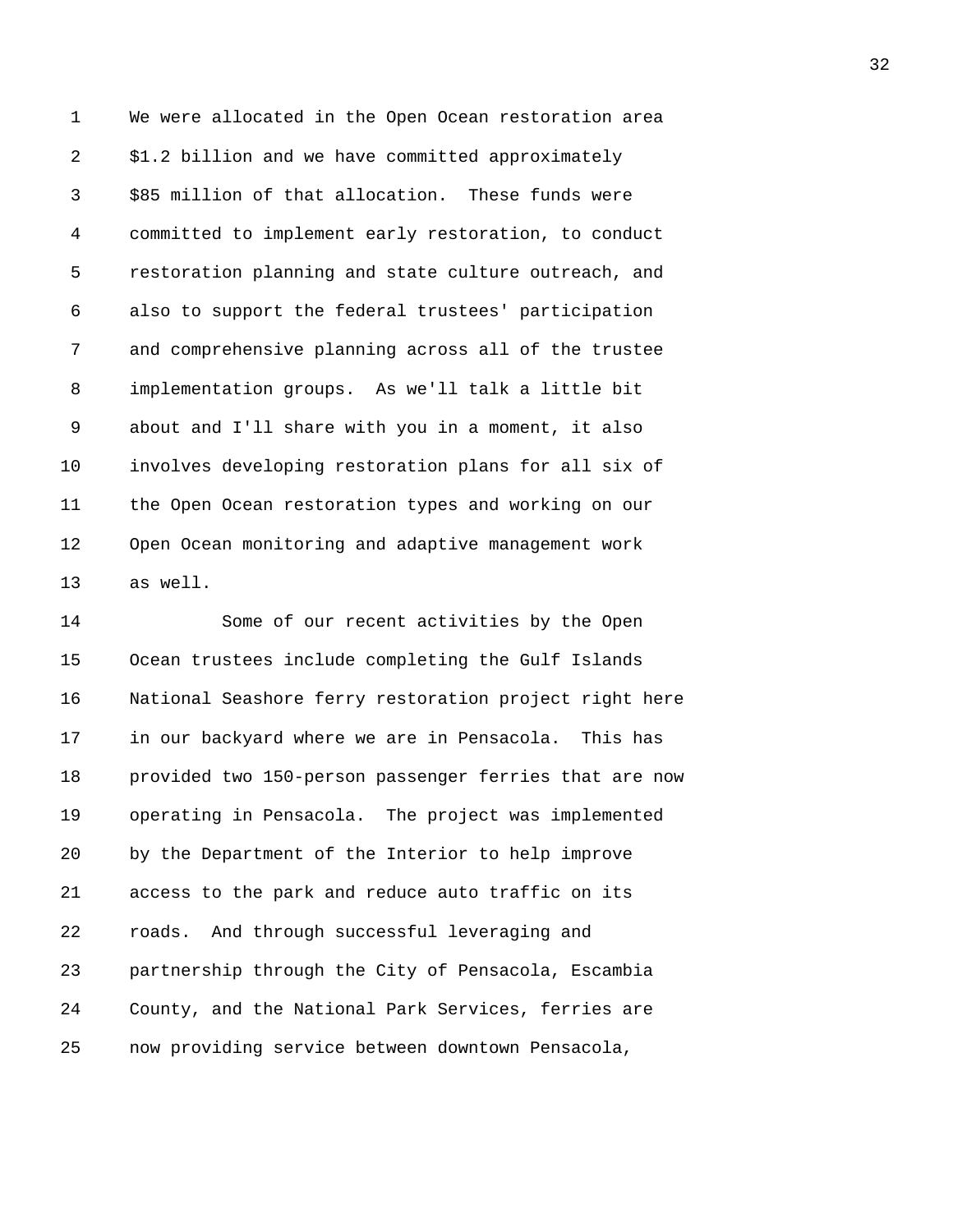We were allocated in the Open Ocean restoration area $1.2 billion and we have committed approximately $85 million of that allocation. These funds were committed to implement early restoration, to conduct restoration planning and state culture outreach, and also to support the federal trustees' participation and comprehensive planning across all of the trustee implementation groups. As we'll talk a little bit about and I'll share with you in a moment, it also involves developing restoration plans for all six of the Open Ocean restoration types and working on our Open Ocean monitoring and adaptive management work as well.

Some of our recent activities by the Open Ocean trustees include completing the Gulf Islands National Seashore ferry restoration project right here in our backyard where we are in Pensacola. This has provided two 150-person passenger ferries that are now operating in Pensacola. The project was implemented by the Department of the Interior to help improve access to the park and reduce auto traffic on its roads. And through successful leveraging and partnership through the City of Pensacola, Escambia County, and the National Park Services, ferries are now providing service between downtown Pensacola,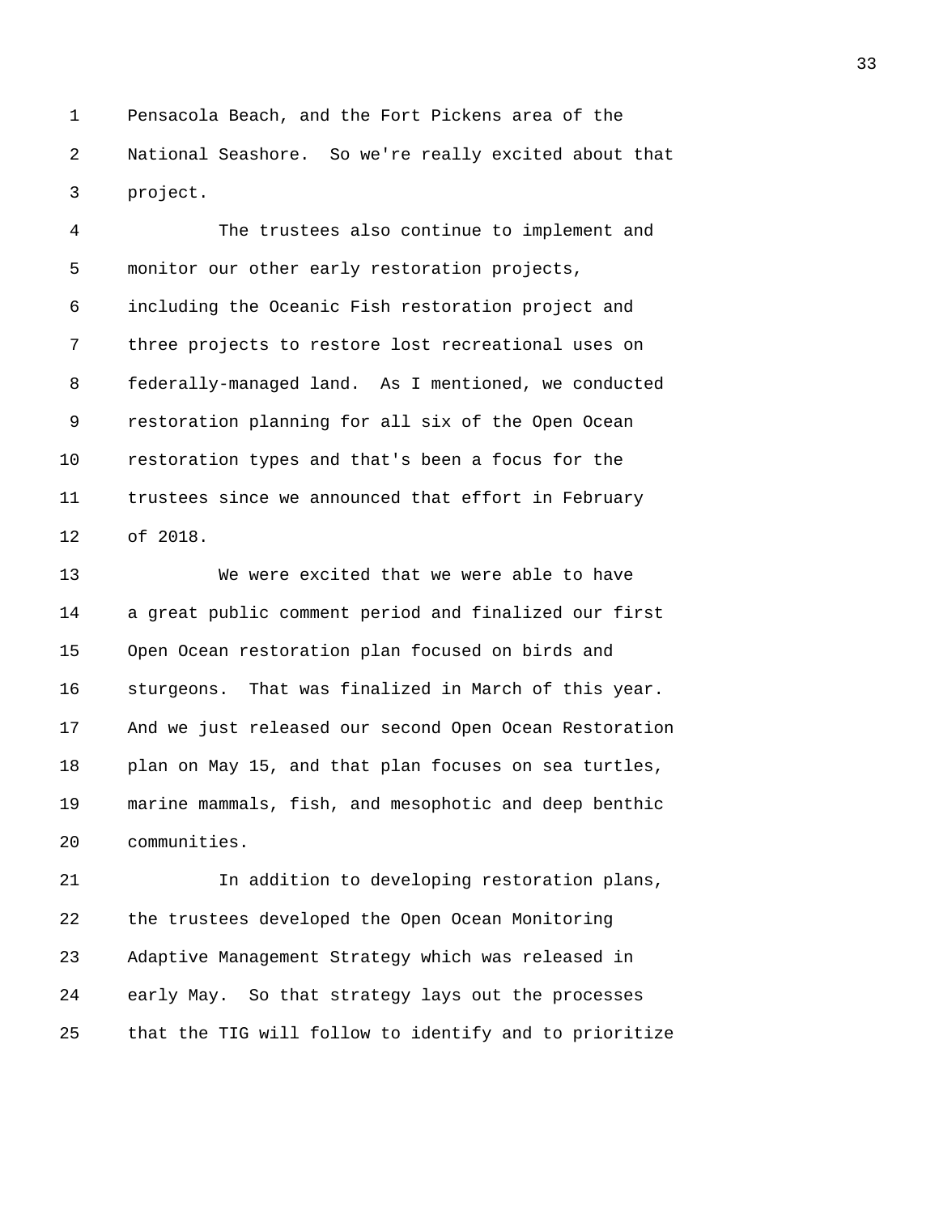Pensacola Beach, and the Fort Pickens area of the National Seashore. So we're really excited about that project.

The trustees also continue to implement and monitor our other early restoration projects, including the Oceanic Fish restoration project and three projects to restore lost recreational uses on federally-managed land. As I mentioned, we conducted restoration planning for all six of the Open Ocean restoration types and that's been a focus for the trustees since we announced that effort in February of 2018.

We were excited that we were able to have a great public comment period and finalized our first Open Ocean restoration plan focused on birds and sturgeons. That was finalized in March of this year. And we just released our second Open Ocean Restoration plan on May 15, and that plan focuses on sea turtles, marine mammals, fish, and mesophotic and deep benthic communities.

In addition to developing restoration plans, the trustees developed the Open Ocean Monitoring Adaptive Management Strategy which was released in early May. So that strategy lays out the processes that the TIG will follow to identify and to prioritize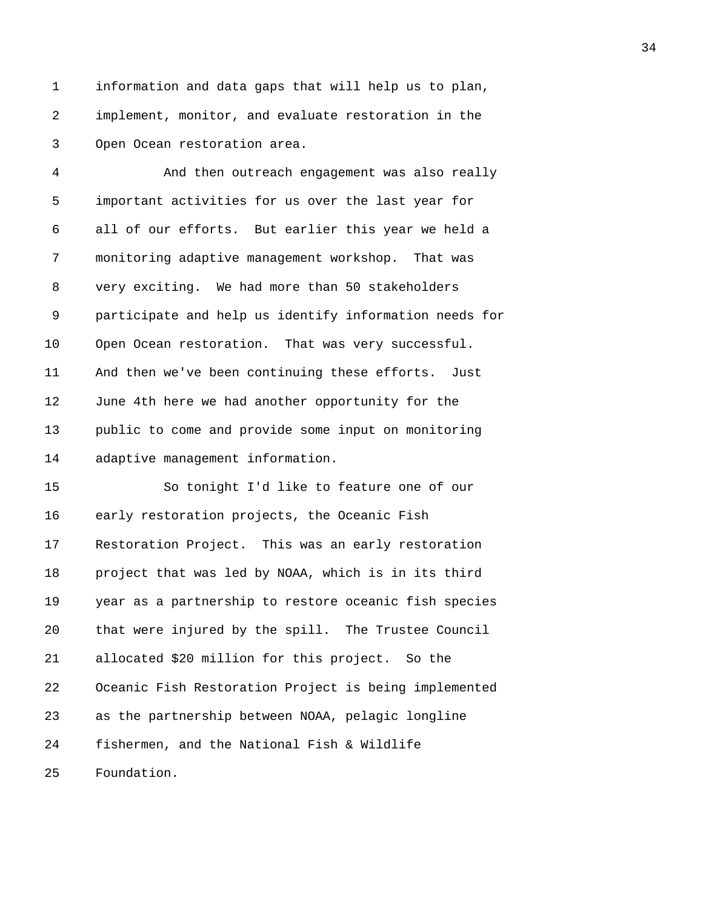information and data gaps that will help us to plan, implement, monitor, and evaluate restoration in the Open Ocean restoration area.

And then outreach engagement was also really important activities for us over the last year for all of our efforts. But earlier this year we held a monitoring adaptive management workshop. That was very exciting. We had more than 50 stakeholders participate and help us identify information needs for Open Ocean restoration. That was very successful. And then we've been continuing these efforts. Just June 4th here we had another opportunity for the public to come and provide some input on monitoring adaptive management information.

So tonight I'd like to feature one of our early restoration projects, the Oceanic Fish Restoration Project. This was an early restoration project that was led by NOAA, which is in its third year as a partnership to restore oceanic fish species that were injured by the spill. The Trustee Council allocated $20 million for this project. So the Oceanic Fish Restoration Project is being implemented as the partnership between NOAA, pelagic longline fishermen, and the National Fish & Wildlife Foundation.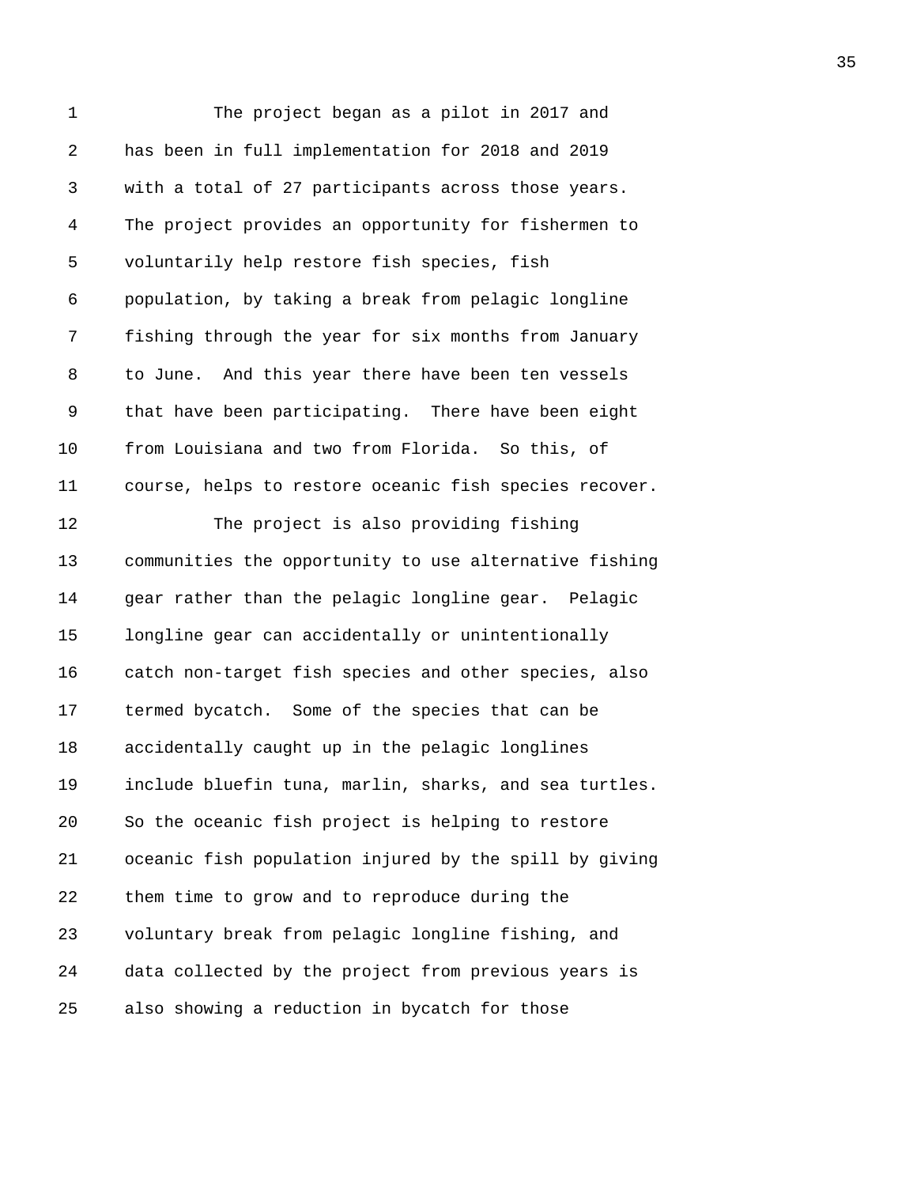The project began as a pilot in 2017 and has been in full implementation for 2018 and 2019 with a total of 27 participants across those years. The project provides an opportunity for fishermen to voluntarily help restore fish species, fish population, by taking a break from pelagic longline fishing through the year for six months from January to June. And this year there have been ten vessels that have been participating. There have been eight from Louisiana and two from Florida. So this, of course, helps to restore oceanic fish species recover.

The project is also providing fishing communities the opportunity to use alternative fishing gear rather than the pelagic longline gear. Pelagic longline gear can accidentally or unintentionally catch non-target fish species and other species, also termed bycatch. Some of the species that can be accidentally caught up in the pelagic longlines include bluefin tuna, marlin, sharks, and sea turtles. So the oceanic fish project is helping to restore oceanic fish population injured by the spill by giving them time to grow and to reproduce during the voluntary break from pelagic longline fishing, and data collected by the project from previous years is also showing a reduction in bycatch for those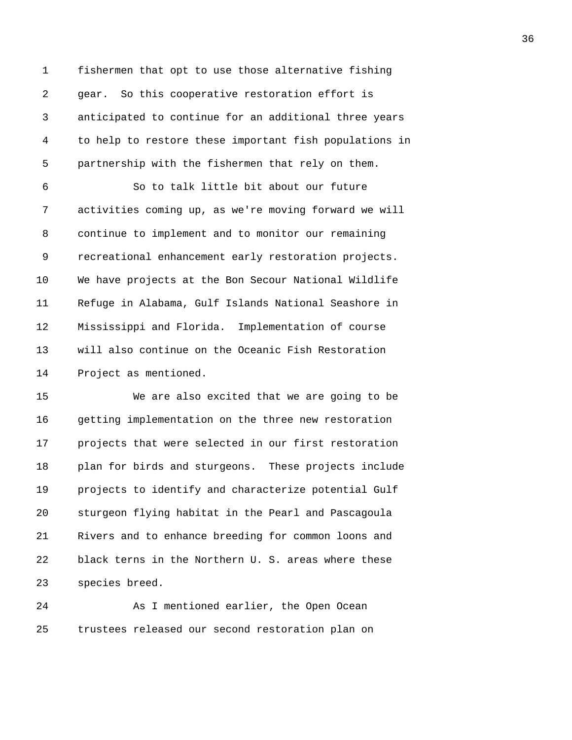fishermen that opt to use those alternative fishing gear. So this cooperative restoration effort is anticipated to continue for an additional three years to help to restore these important fish populations in partnership with the fishermen that rely on them.

So to talk little bit about our future activities coming up, as we're moving forward we will continue to implement and to monitor our remaining recreational enhancement early restoration projects. We have projects at the Bon Secour National Wildlife Refuge in Alabama, Gulf Islands National Seashore in Mississippi and Florida. Implementation of course will also continue on the Oceanic Fish Restoration Project as mentioned.

We are also excited that we are going to be getting implementation on the three new restoration projects that were selected in our first restoration plan for birds and sturgeons. These projects include projects to identify and characterize potential Gulf sturgeon flying habitat in the Pearl and Pascagoula Rivers and to enhance breeding for common loons and black terns in the Northern U. S. areas where these species breed.

As I mentioned earlier, the Open Ocean trustees released our second restoration plan on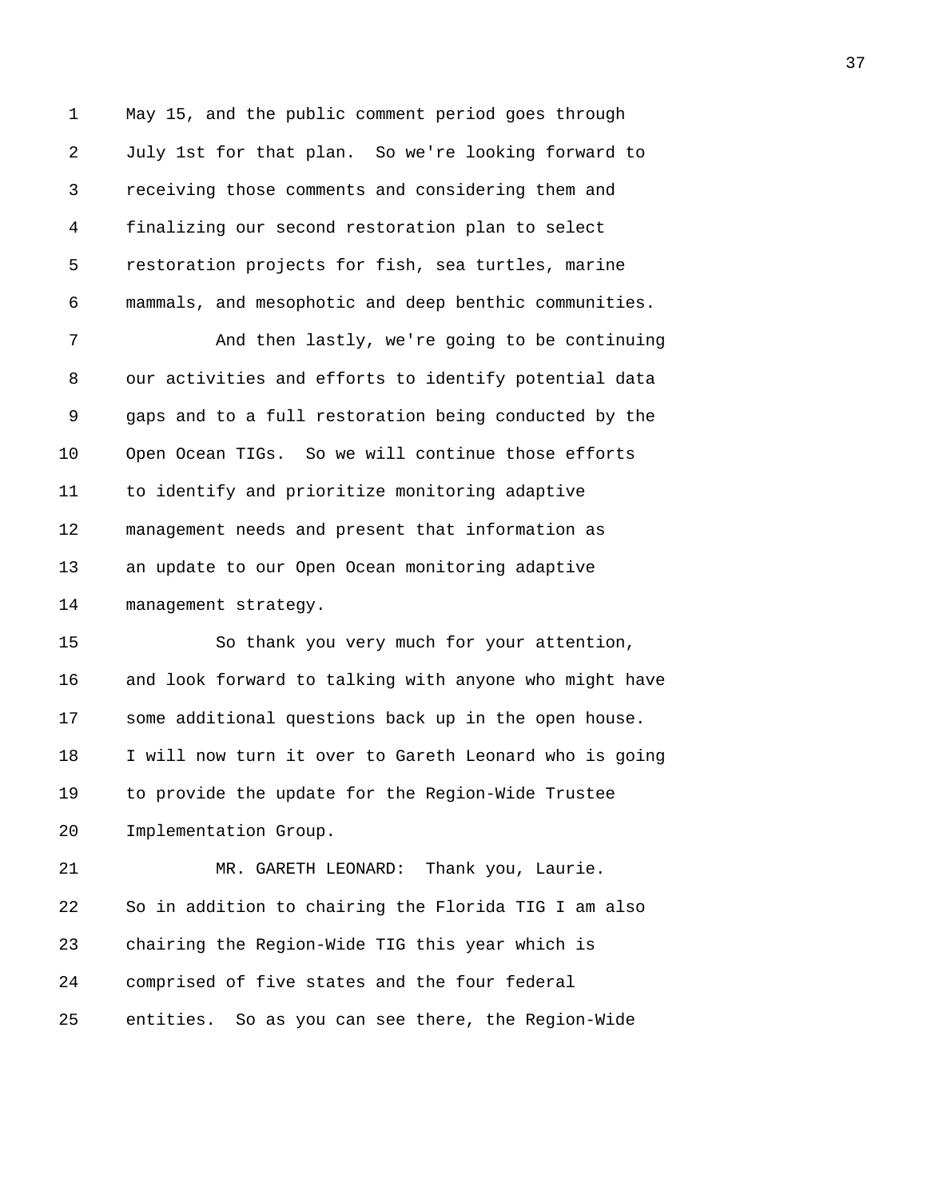May 15, and the public comment period goes through July 1st for that plan. So we're looking forward to receiving those comments and considering them and finalizing our second restoration plan to select restoration projects for fish, sea turtles, marine mammals, and mesophotic and deep benthic communities.

And then lastly, we're going to be continuing our activities and efforts to identify potential data gaps and to a full restoration being conducted by the Open Ocean TIGs. So we will continue those efforts to identify and prioritize monitoring adaptive management needs and present that information as an update to our Open Ocean monitoring adaptive management strategy.

So thank you very much for your attention, and look forward to talking with anyone who might have some additional questions back up in the open house. I will now turn it over to Gareth Leonard who is going to provide the update for the Region-Wide Trustee Implementation Group.

MR. GARETH LEONARD: Thank you, Laurie. So in addition to chairing the Florida TIG I am also chairing the Region-Wide TIG this year which is comprised of five states and the four federal entities. So as you can see there, the Region-Wide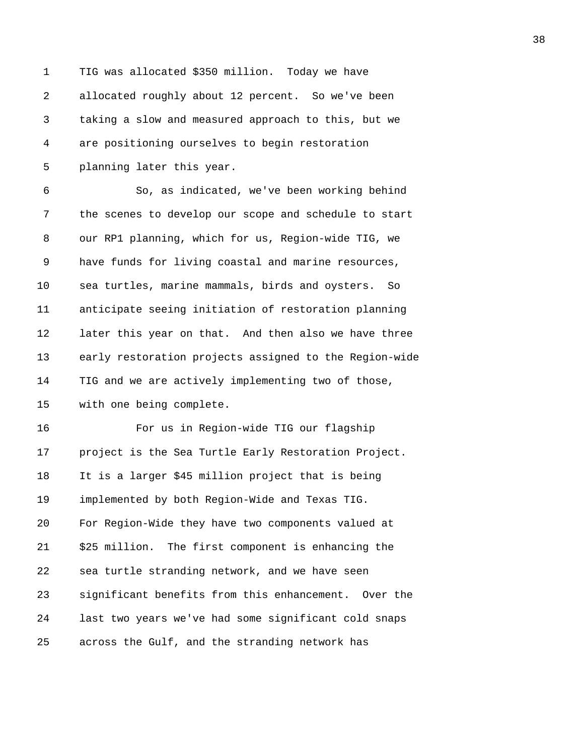TIG was allocated $350 million. Today we have allocated roughly about 12 percent. So we've been taking a slow and measured approach to this, but we are positioning ourselves to begin restoration planning later this year.

So, as indicated, we've been working behind the scenes to develop our scope and schedule to start our RP1 planning, which for us, Region-wide TIG, we have funds for living coastal and marine resources, sea turtles, marine mammals, birds and oysters. So anticipate seeing initiation of restoration planning later this year on that. And then also we have three early restoration projects assigned to the Region-wide TIG and we are actively implementing two of those, with one being complete.

For us in Region-wide TIG our flagship project is the Sea Turtle Early Restoration Project. It is a larger $45 million project that is being implemented by both Region-Wide and Texas TIG. For Region-Wide they have two components valued at $25 million. The first component is enhancing the sea turtle stranding network, and we have seen significant benefits from this enhancement. Over the last two years we've had some significant cold snaps across the Gulf, and the stranding network has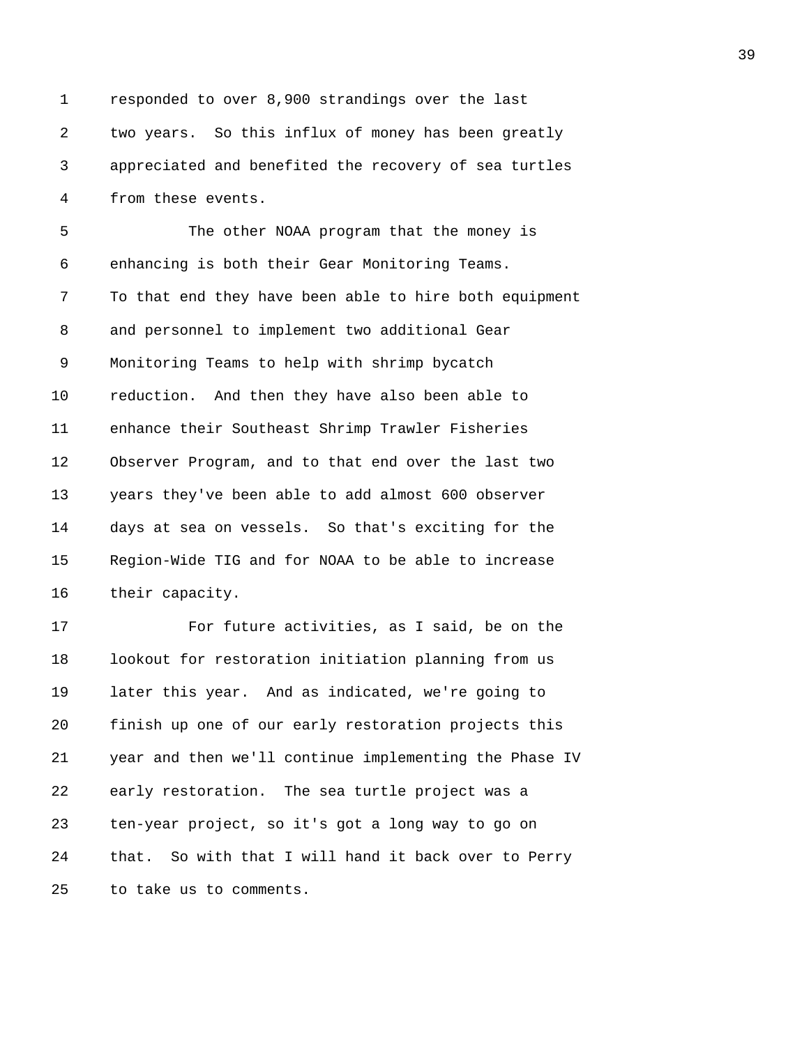responded to over 8,900 strandings over the last two years. So this influx of money has been greatly appreciated and benefited the recovery of sea turtles from these events.

The other NOAA program that the money is enhancing is both their Gear Monitoring Teams. To that end they have been able to hire both equipment and personnel to implement two additional Gear Monitoring Teams to help with shrimp bycatch reduction. And then they have also been able to enhance their Southeast Shrimp Trawler Fisheries Observer Program, and to that end over the last two years they've been able to add almost 600 observer days at sea on vessels. So that's exciting for the Region-Wide TIG and for NOAA to be able to increase their capacity.

For future activities, as I said, be on the lookout for restoration initiation planning from us later this year. And as indicated, we're going to finish up one of our early restoration projects this year and then we'll continue implementing the Phase IV early restoration. The sea turtle project was a ten-year project, so it's got a long way to go on that. So with that I will hand it back over to Perry to take us to comments.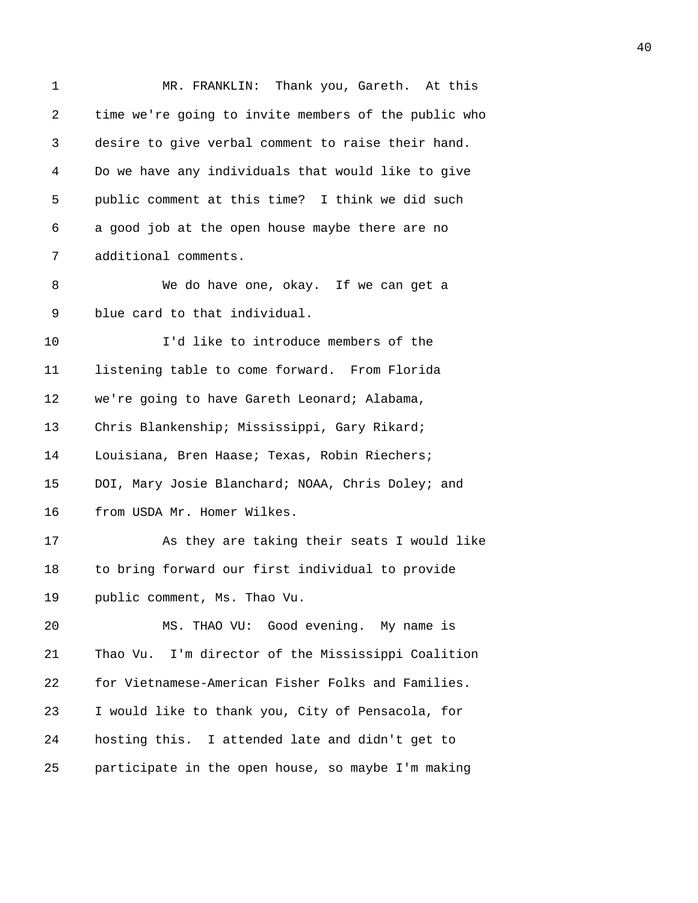MR. FRANKLIN: Thank you, Gareth. At this time we're going to invite members of the public who desire to give verbal comment to raise their hand. Do we have any individuals that would like to give public comment at this time? I think we did such a good job at the open house maybe there are no additional comments.

We do have one, okay. If we can get a blue card to that individual.

I'd like to introduce members of the listening table to come forward. From Florida we're going to have Gareth Leonard; Alabama, Chris Blankenship; Mississippi, Gary Rikard; Louisiana, Bren Haase; Texas, Robin Riechers; DOI, Mary Josie Blanchard; NOAA, Chris Doley; and from USDA Mr. Homer Wilkes.

As they are taking their seats I would like to bring forward our first individual to provide public comment, Ms. Thao Vu.

MS. THAO VU: Good evening. My name is Thao Vu. I'm director of the Mississippi Coalition for Vietnamese-American Fisher Folks and Families. I would like to thank you, City of Pensacola, for hosting this. I attended late and didn't get to participate in the open house, so maybe I'm making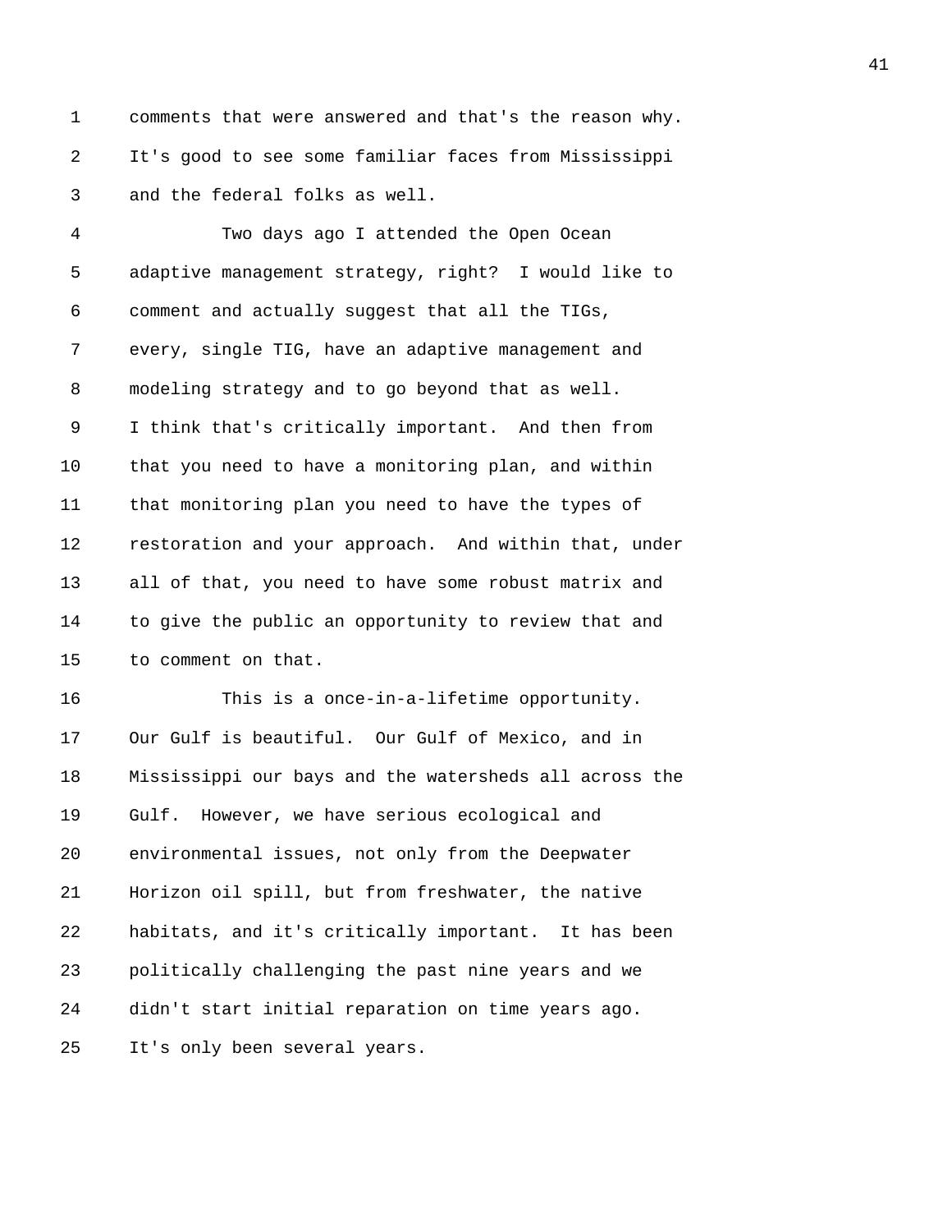comments that were answered and that's the reason why. It's good to see some familiar faces from Mississippi and the federal folks as well.

Two days ago I attended the Open Ocean adaptive management strategy, right? I would like to comment and actually suggest that all the TIGs, every, single TIG, have an adaptive management and modeling strategy and to go beyond that as well. I think that's critically important. And then from that you need to have a monitoring plan, and within that monitoring plan you need to have the types of restoration and your approach. And within that, under all of that, you need to have some robust matrix and to give the public an opportunity to review that and to comment on that.

This is a once-in-a-lifetime opportunity. Our Gulf is beautiful. Our Gulf of Mexico, and in Mississippi our bays and the watersheds all across the Gulf. However, we have serious ecological and environmental issues, not only from the Deepwater Horizon oil spill, but from freshwater, the native habitats, and it's critically important. It has been politically challenging the past nine years and we didn't start initial reparation on time years ago. It's only been several years.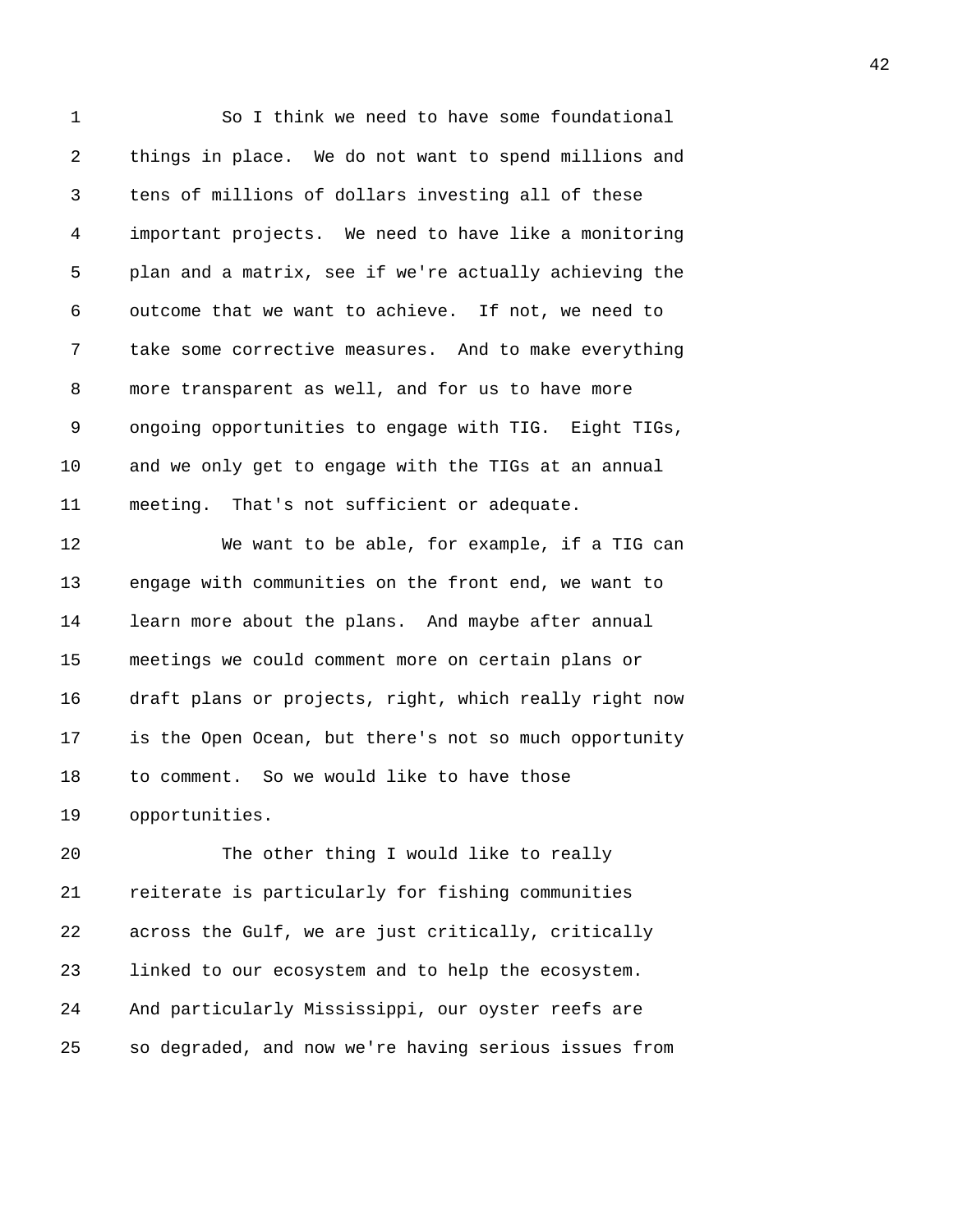So I think we need to have some foundational things in place. We do not want to spend millions and tens of millions of dollars investing all of these important projects. We need to have like a monitoring plan and a matrix, see if we're actually achieving the outcome that we want to achieve. If not, we need to take some corrective measures. And to make everything more transparent as well, and for us to have more ongoing opportunities to engage with TIG. Eight TIGs, and we only get to engage with the TIGs at an annual meeting. That's not sufficient or adequate.

We want to be able, for example, if a TIG can engage with communities on the front end, we want to learn more about the plans. And maybe after annual meetings we could comment more on certain plans or draft plans or projects, right, which really right now is the Open Ocean, but there's not so much opportunity to comment. So we would like to have those opportunities.

The other thing I would like to really reiterate is particularly for fishing communities across the Gulf, we are just critically, critically linked to our ecosystem and to help the ecosystem. And particularly Mississippi, our oyster reefs are so degraded, and now we're having serious issues from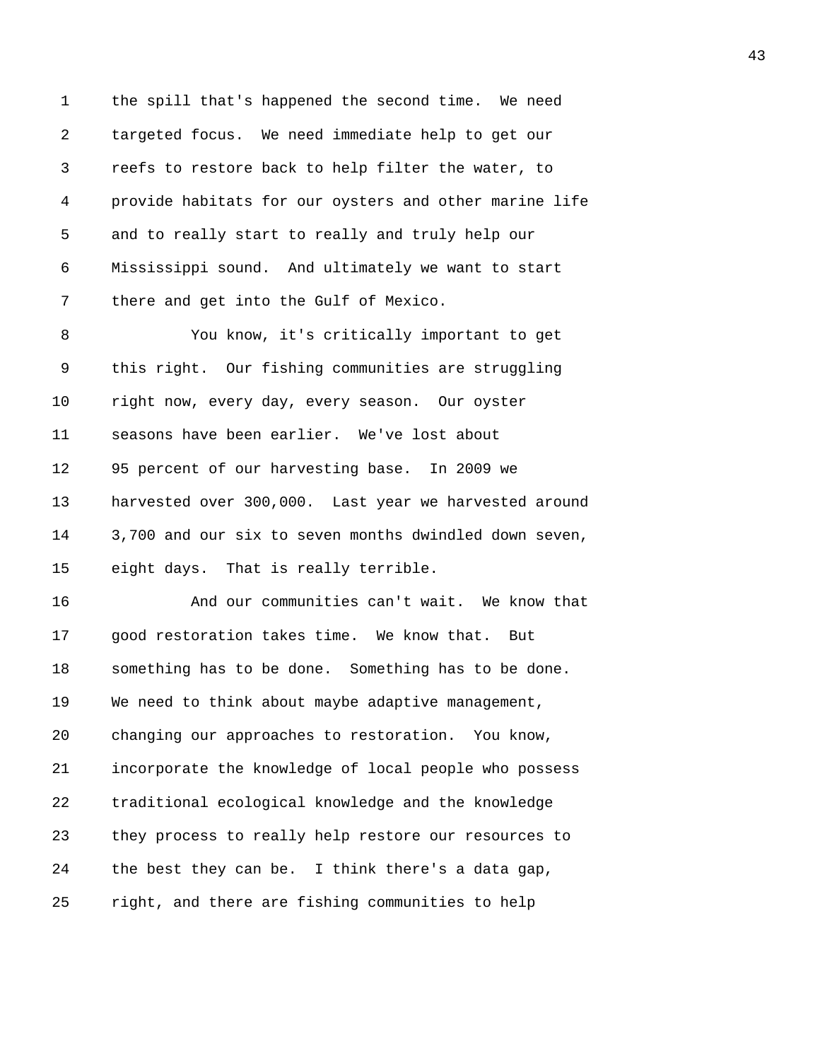the spill that's happened the second time. We need targeted focus. We need immediate help to get our reefs to restore back to help filter the water, to provide habitats for our oysters and other marine life and to really start to really and truly help our Mississippi sound. And ultimately we want to start there and get into the Gulf of Mexico.

You know, it's critically important to get this right. Our fishing communities are struggling right now, every day, every season. Our oyster seasons have been earlier. We've lost about 95 percent of our harvesting base. In 2009 we harvested over 300,000. Last year we harvested around 3,700 and our six to seven months dwindled down seven, eight days. That is really terrible.

And our communities can't wait. We know that good restoration takes time. We know that. But something has to be done. Something has to be done. We need to think about maybe adaptive management, changing our approaches to restoration. You know, incorporate the knowledge of local people who possess traditional ecological knowledge and the knowledge they process to really help restore our resources to the best they can be. I think there's a data gap, right, and there are fishing communities to help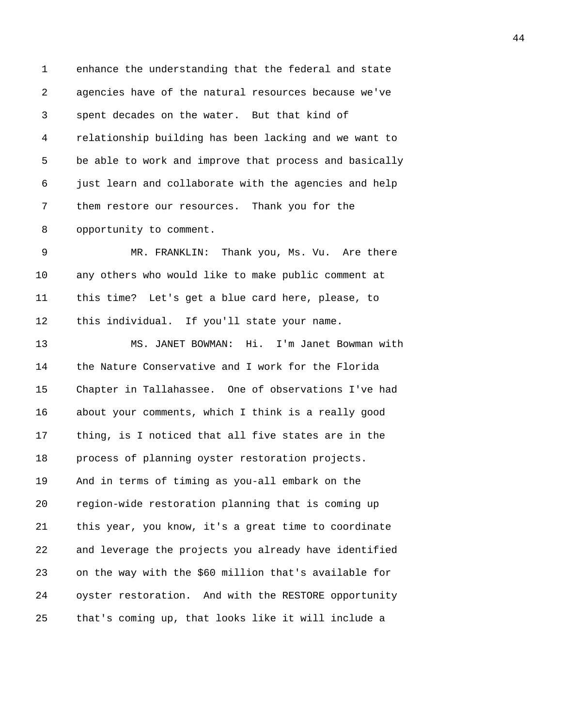enhance the understanding that the federal and state agencies have of the natural resources because we've spent decades on the water. But that kind of relationship building has been lacking and we want to be able to work and improve that process and basically just learn and collaborate with the agencies and help them restore our resources. Thank you for the opportunity to comment.

MR. FRANKLIN: Thank you, Ms. Vu. Are there any others who would like to make public comment at this time? Let's get a blue card here, please, to this individual. If you'll state your name.

MS. JANET BOWMAN: Hi. I'm Janet Bowman with the Nature Conservative and I work for the Florida Chapter in Tallahassee. One of observations I've had about your comments, which I think is a really good thing, is I noticed that all five states are in the process of planning oyster restoration projects. And in terms of timing as you-all embark on the region-wide restoration planning that is coming up this year, you know, it's a great time to coordinate and leverage the projects you already have identified on the way with the $60 million that's available for oyster restoration. And with the RESTORE opportunity that's coming up, that looks like it will include a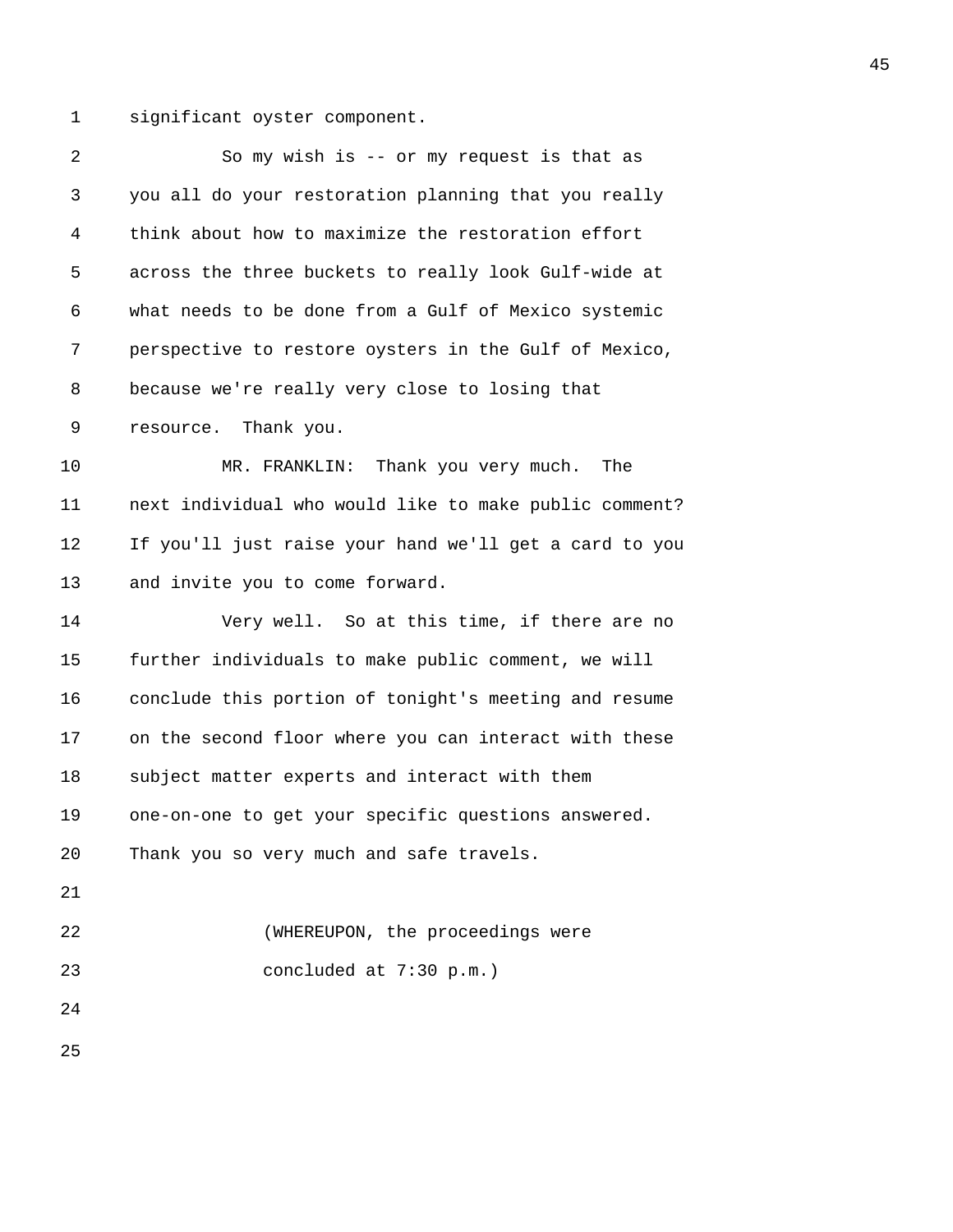significant oyster component.

So my wish is -- or my request is that as you all do your restoration planning that you really think about how to maximize the restoration effort across the three buckets to really look Gulf-wide at what needs to be done from a Gulf of Mexico systemic perspective to restore oysters in the Gulf of Mexico, because we're really very close to losing that resource. Thank you.

MR. FRANKLIN: Thank you very much. The next individual who would like to make public comment? If you'll just raise your hand we'll get a card to you and invite you to come forward.

Very well. So at this time, if there are no further individuals to make public comment, we will conclude this portion of tonight's meeting and resume on the second floor where you can interact with these subject matter experts and interact with them one-on-one to get your specific questions answered. Thank you so very much and safe travels.

(WHEREUPON, the proceedings were concluded at 7:30 p.m.)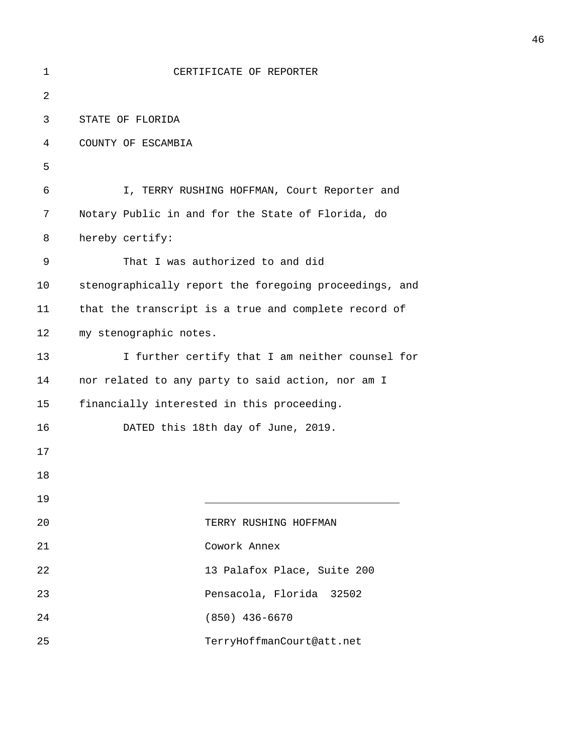# CERTIFICATE OF REPORTER

STATE OF FLORIDA

COUNTY OF ESCAMBIA

I, TERRY RUSHING HOFFMAN, Court Reporter and Notary Public in and for the State of Florida, do hereby certify:

That I was authorized to and did stenographically report the foregoing proceedings, and that the transcript is a true and complete record of my stenographic notes.

I further certify that I am neither counsel for nor related to any party to said action, nor am I financially interested in this proceeding.

DATED this 18th day of June, 2019.

_______________________________

TERRY RUSHING HOFFMAN
Cowork Annex
13 Palafox Place, Suite 200
Pensacola, Florida 32502
(850) 436-6670
TerryHoffmanCourt@att.net